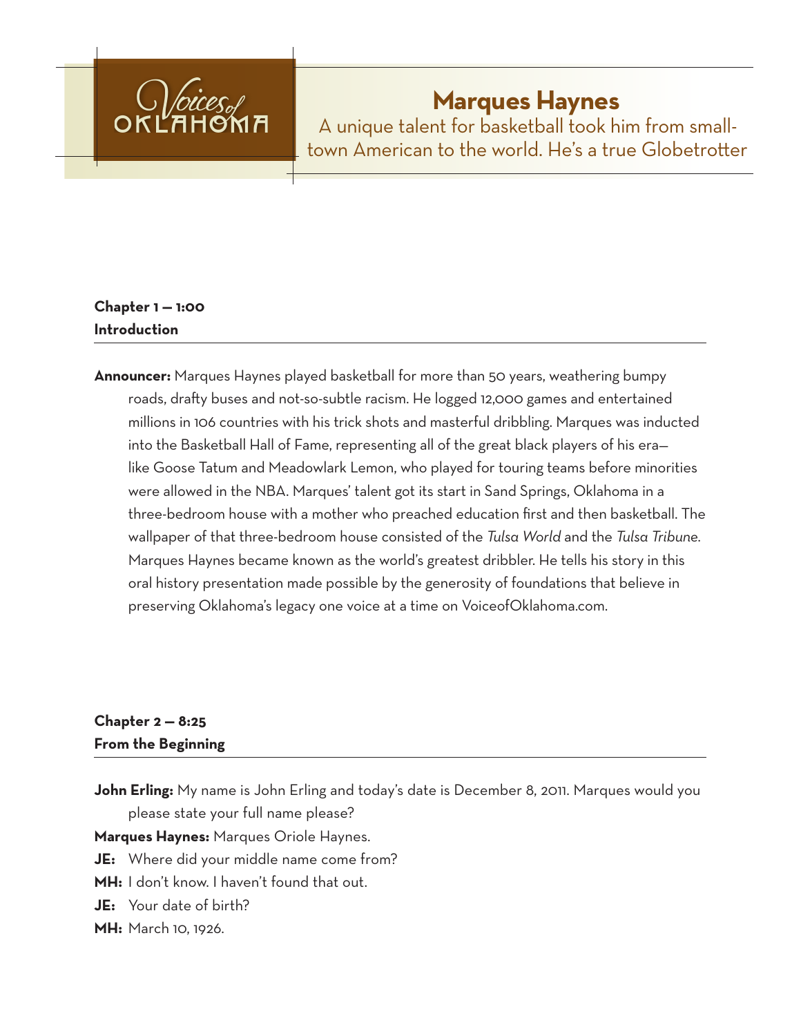Voices of OKLAHOMA

# Marques Haynes

A unique talent for basketball took him from small-town American to the world. He's a true Globetrotter

**Chapter 1 — 1:00**
**Introduction**

**Announcer:** Marques Haynes played basketball for more than 50 years, weathering bumpy roads, drafty buses and not-so-subtle racism. He logged 12,000 games and entertained millions in 106 countries with his trick shots and masterful dribbling. Marques was inducted into the Basketball Hall of Fame, representing all of the great black players of his era—like Goose Tatum and Meadowlark Lemon, who played for touring teams before minorities were allowed in the NBA. Marques' talent got its start in Sand Springs, Oklahoma in a three-bedroom house with a mother who preached education first and then basketball. The wallpaper of that three-bedroom house consisted of the *Tulsa World* and the *Tulsa Tribune*. Marques Haynes became known as the world's greatest dribbler. He tells his story in this oral history presentation made possible by the generosity of foundations that believe in preserving Oklahoma's legacy one voice at a time on VoiceofOklahoma.com.

**Chapter 2 — 8:25**
**From the Beginning**

**John Erling:** My name is John Erling and today's date is December 8, 2011. Marques would you please state your full name please?

**Marques Haynes:** Marques Oriole Haynes.

**JE:** Where did your middle name come from?

**MH:** I don't know. I haven't found that out.

**JE:** Your date of birth?

**MH:** March 10, 1926.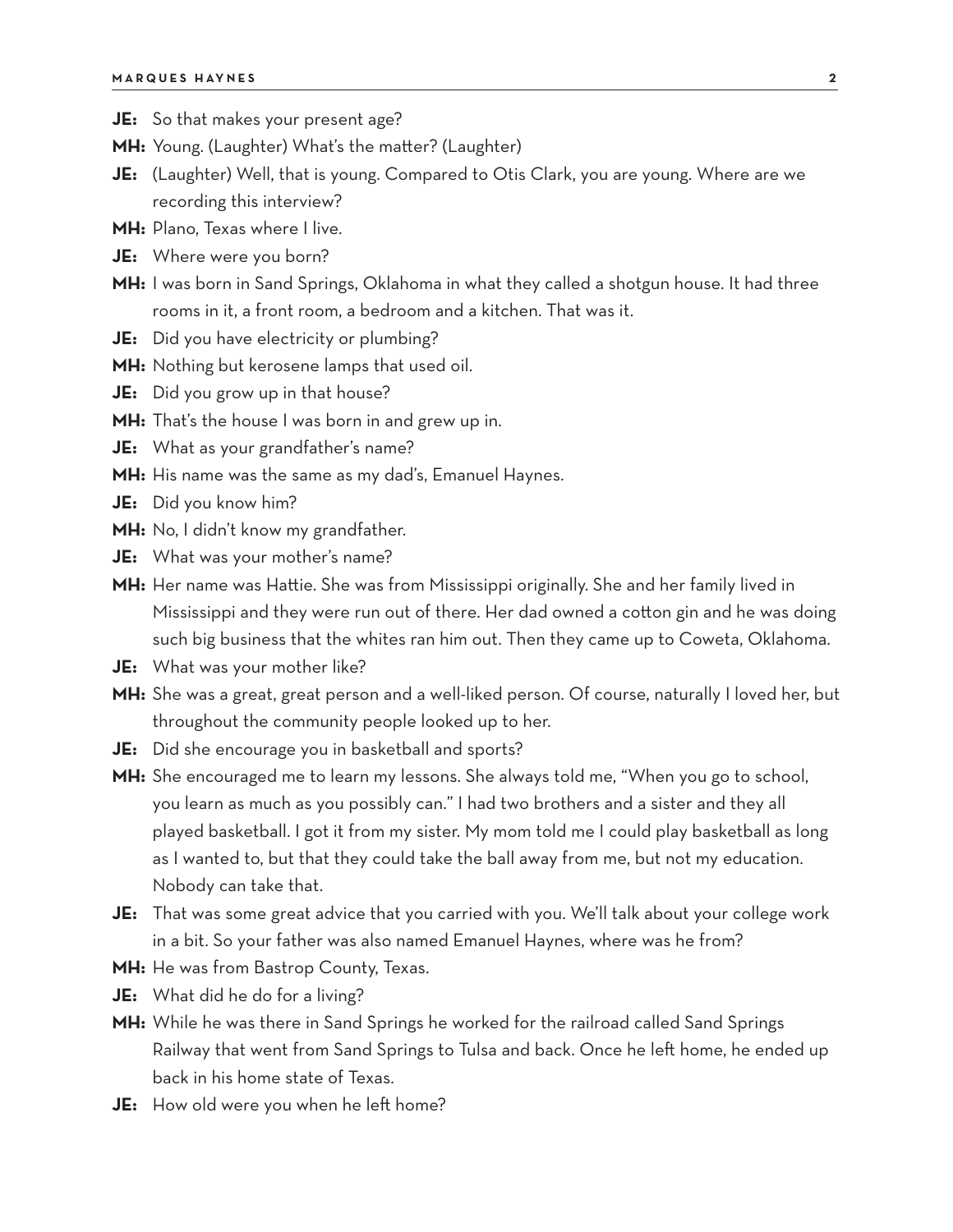**JE:** So that makes your present age?

**MH:** Young. (Laughter) What's the matter? (Laughter)

**JE:** (Laughter) Well, that is young. Compared to Otis Clark, you are young. Where are we recording this interview?

**MH:** Plano, Texas where I live.

**JE:** Where were you born?

**MH:** I was born in Sand Springs, Oklahoma in what they called a shotgun house. It had three rooms in it, a front room, a bedroom and a kitchen. That was it.

**JE:** Did you have electricity or plumbing?

**MH:** Nothing but kerosene lamps that used oil.

**JE:** Did you grow up in that house?

**MH:** That's the house I was born in and grew up in.

**JE:** What as your grandfather's name?

**MH:** His name was the same as my dad's, Emanuel Haynes.

**JE:** Did you know him?

**MH:** No, I didn't know my grandfather.

**JE:** What was your mother's name?

**MH:** Her name was Hattie. She was from Mississippi originally. She and her family lived in Mississippi and they were run out of there. Her dad owned a cotton gin and he was doing such big business that the whites ran him out. Then they came up to Coweta, Oklahoma.

**JE:** What was your mother like?

**MH:** She was a great, great person and a well-liked person. Of course, naturally I loved her, but throughout the community people looked up to her.

**JE:** Did she encourage you in basketball and sports?

**MH:** She encouraged me to learn my lessons. She always told me, "When you go to school, you learn as much as you possibly can." I had two brothers and a sister and they all played basketball. I got it from my sister. My mom told me I could play basketball as long as I wanted to, but that they could take the ball away from me, but not my education. Nobody can take that.

**JE:** That was some great advice that you carried with you. We'll talk about your college work in a bit. So your father was also named Emanuel Haynes, where was he from?

**MH:** He was from Bastrop County, Texas.

**JE:** What did he do for a living?

**MH:** While he was there in Sand Springs he worked for the railroad called Sand Springs Railway that went from Sand Springs to Tulsa and back. Once he left home, he ended up back in his home state of Texas.

**JE:** How old were you when he left home?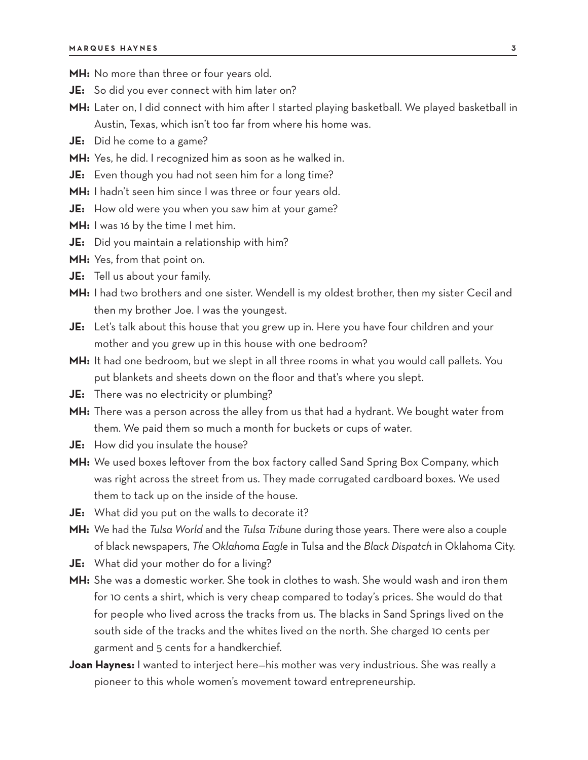**MH:** No more than three or four years old.

**JE:** So did you ever connect with him later on?

**MH:** Later on, I did connect with him after I started playing basketball. We played basketball in Austin, Texas, which isn't too far from where his home was.

**JE:** Did he come to a game?

**MH:** Yes, he did. I recognized him as soon as he walked in.

**JE:** Even though you had not seen him for a long time?

**MH:** I hadn't seen him since I was three or four years old.

**JE:** How old were you when you saw him at your game?

**MH:** I was 16 by the time I met him.

**JE:** Did you maintain a relationship with him?

**MH:** Yes, from that point on.

**JE:** Tell us about your family.

**MH:** I had two brothers and one sister. Wendell is my oldest brother, then my sister Cecil and then my brother Joe. I was the youngest.

**JE:** Let's talk about this house that you grew up in. Here you have four children and your mother and you grew up in this house with one bedroom?

**MH:** It had one bedroom, but we slept in all three rooms in what you would call pallets. You put blankets and sheets down on the floor and that's where you slept.

**JE:** There was no electricity or plumbing?

**MH:** There was a person across the alley from us that had a hydrant. We bought water from them. We paid them so much a month for buckets or cups of water.

**JE:** How did you insulate the house?

**MH:** We used boxes leftover from the box factory called Sand Spring Box Company, which was right across the street from us. They made corrugated cardboard boxes. We used them to tack up on the inside of the house.

**JE:** What did you put on the walls to decorate it?

**MH:** We had the *Tulsa World* and the *Tulsa Tribune* during those years. There were also a couple of black newspapers, *The Oklahoma Eagle* in Tulsa and the *Black Dispatch* in Oklahoma City.

**JE:** What did your mother do for a living?

**MH:** She was a domestic worker. She took in clothes to wash. She would wash and iron them for 10 cents a shirt, which is very cheap compared to today's prices. She would do that for people who lived across the tracks from us. The blacks in Sand Springs lived on the south side of the tracks and the whites lived on the north. She charged 10 cents per garment and 5 cents for a handkerchief.

**Joan Haynes:** I wanted to interject here—his mother was very industrious. She was really a pioneer to this whole women's movement toward entrepreneurship.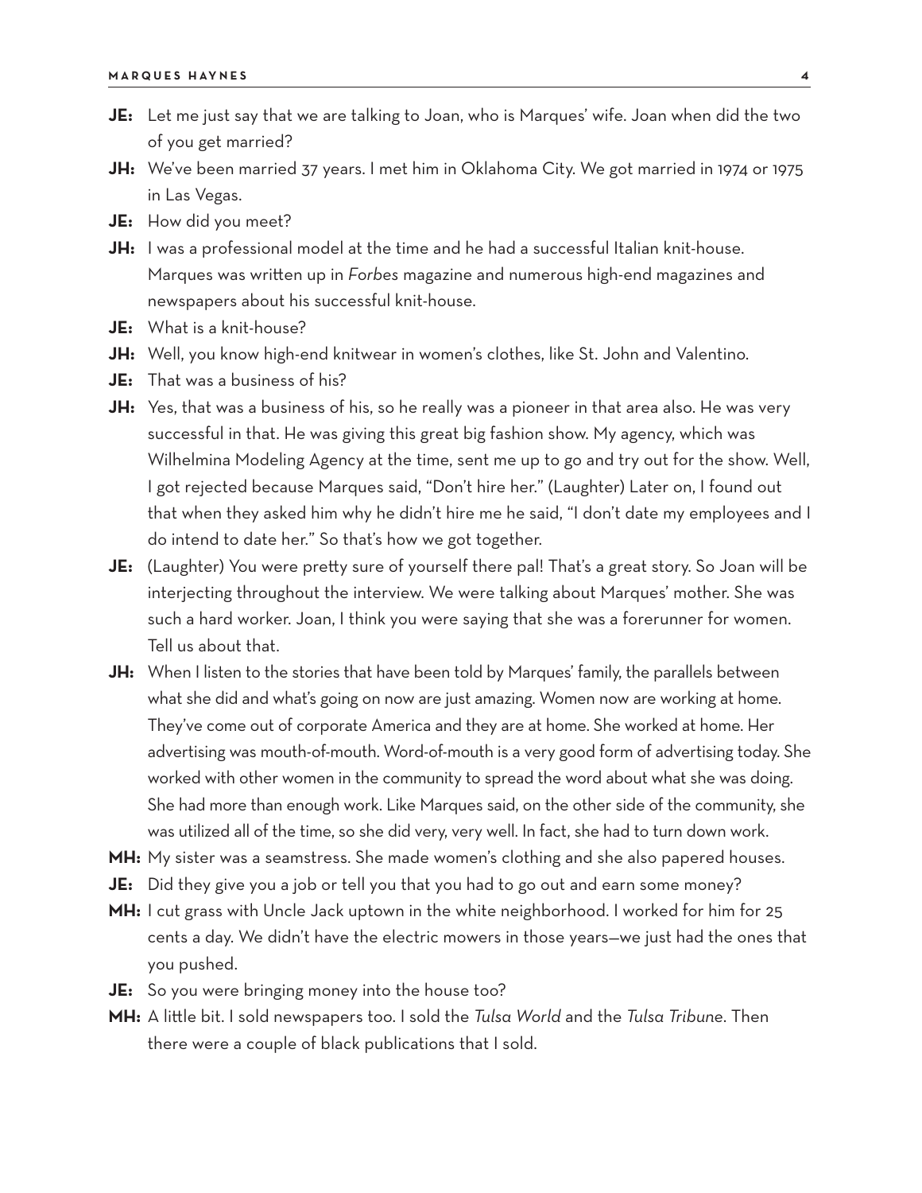**JE:** Let me just say that we are talking to Joan, who is Marques' wife. Joan when did the two of you get married?

**JH:** We've been married 37 years. I met him in Oklahoma City. We got married in 1974 or 1975 in Las Vegas.

**JE:** How did you meet?

**JH:** I was a professional model at the time and he had a successful Italian knit-house. Marques was written up in *Forbes* magazine and numerous high-end magazines and newspapers about his successful knit-house.

**JE:** What is a knit-house?

**JH:** Well, you know high-end knitwear in women's clothes, like St. John and Valentino.

**JE:** That was a business of his?

**JH:** Yes, that was a business of his, so he really was a pioneer in that area also. He was very successful in that. He was giving this great big fashion show. My agency, which was Wilhelmina Modeling Agency at the time, sent me up to go and try out for the show. Well, I got rejected because Marques said, "Don't hire her." (Laughter) Later on, I found out that when they asked him why he didn't hire me he said, "I don't date my employees and I do intend to date her." So that's how we got together.

**JE:** (Laughter) You were pretty sure of yourself there pal! That's a great story. So Joan will be interjecting throughout the interview. We were talking about Marques' mother. She was such a hard worker. Joan, I think you were saying that she was a forerunner for women. Tell us about that.

**JH:** When I listen to the stories that have been told by Marques' family, the parallels between what she did and what's going on now are just amazing. Women now are working at home. They've come out of corporate America and they are at home. She worked at home. Her advertising was mouth-of-mouth. Word-of-mouth is a very good form of advertising today. She worked with other women in the community to spread the word about what she was doing. She had more than enough work. Like Marques said, on the other side of the community, she was utilized all of the time, so she did very, very well. In fact, she had to turn down work.

**MH:** My sister was a seamstress. She made women's clothing and she also papered houses.

**JE:** Did they give you a job or tell you that you had to go out and earn some money?

**MH:** I cut grass with Uncle Jack uptown in the white neighborhood. I worked for him for 25 cents a day. We didn't have the electric mowers in those years—we just had the ones that you pushed.

**JE:** So you were bringing money into the house too?

**MH:** A little bit. I sold newspapers too. I sold the *Tulsa World* and the *Tulsa Tribune*. Then there were a couple of black publications that I sold.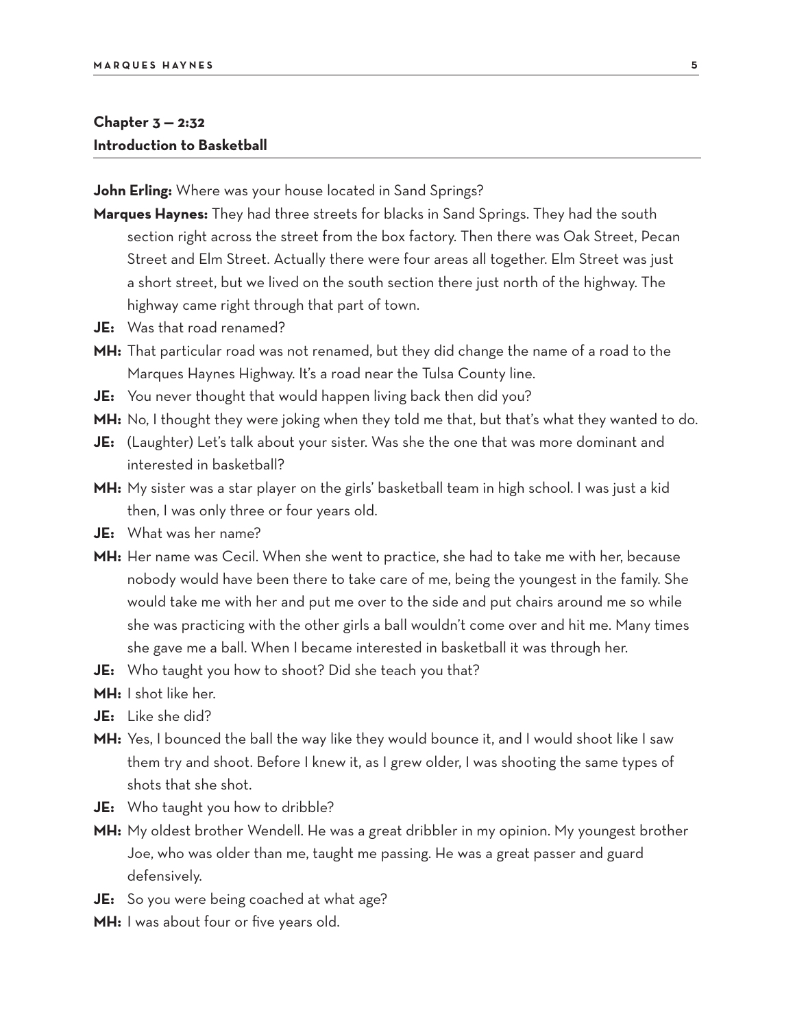## Chapter 3 — 2:32
## Introduction to Basketball

**John Erling:** Where was your house located in Sand Springs?

**Marques Haynes:** They had three streets for blacks in Sand Springs. They had the south section right across the street from the box factory. Then there was Oak Street, Pecan Street and Elm Street. Actually there were four areas all together. Elm Street was just a short street, but we lived on the south section there just north of the highway. The highway came right through that part of town.

**JE:** Was that road renamed?

**MH:** That particular road was not renamed, but they did change the name of a road to the Marques Haynes Highway. It's a road near the Tulsa County line.

**JE:** You never thought that would happen living back then did you?

**MH:** No, I thought they were joking when they told me that, but that's what they wanted to do.

**JE:** (Laughter) Let's talk about your sister. Was she the one that was more dominant and interested in basketball?

**MH:** My sister was a star player on the girls' basketball team in high school. I was just a kid then, I was only three or four years old.

**JE:** What was her name?

**MH:** Her name was Cecil. When she went to practice, she had to take me with her, because nobody would have been there to take care of me, being the youngest in the family. She would take me with her and put me over to the side and put chairs around me so while she was practicing with the other girls a ball wouldn't come over and hit me. Many times she gave me a ball. When I became interested in basketball it was through her.

**JE:** Who taught you how to shoot? Did she teach you that?

**MH:** I shot like her.

**JE:** Like she did?

**MH:** Yes, I bounced the ball the way like they would bounce it, and I would shoot like I saw them try and shoot. Before I knew it, as I grew older, I was shooting the same types of shots that she shot.

**JE:** Who taught you how to dribble?

**MH:** My oldest brother Wendell. He was a great dribbler in my opinion. My youngest brother Joe, who was older than me, taught me passing. He was a great passer and guard defensively.

**JE:** So you were being coached at what age?

**MH:** I was about four or five years old.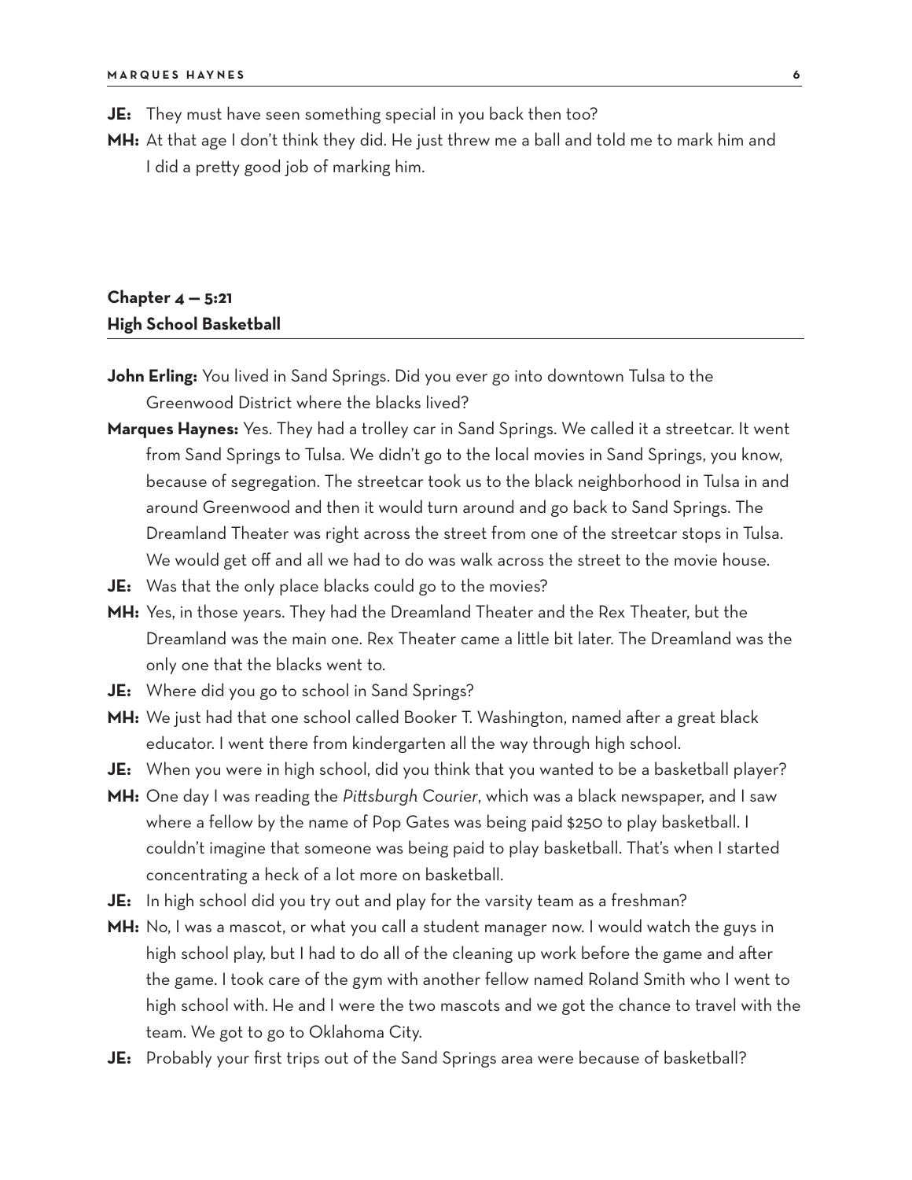**JE:** They must have seen something special in you back then too?

**MH:** At that age I don't think they did. He just threw me a ball and told me to mark him and I did a pretty good job of marking him.

## Chapter 4 — 5:21
## High School Basketball

**John Erling:** You lived in Sand Springs. Did you ever go into downtown Tulsa to the Greenwood District where the blacks lived?

**Marques Haynes:** Yes. They had a trolley car in Sand Springs. We called it a streetcar. It went from Sand Springs to Tulsa. We didn't go to the local movies in Sand Springs, you know, because of segregation. The streetcar took us to the black neighborhood in Tulsa in and around Greenwood and then it would turn around and go back to Sand Springs. The Dreamland Theater was right across the street from one of the streetcar stops in Tulsa. We would get off and all we had to do was walk across the street to the movie house.

**JE:** Was that the only place blacks could go to the movies?

**MH:** Yes, in those years. They had the Dreamland Theater and the Rex Theater, but the Dreamland was the main one. Rex Theater came a little bit later. The Dreamland was the only one that the blacks went to.

**JE:** Where did you go to school in Sand Springs?

**MH:** We just had that one school called Booker T. Washington, named after a great black educator. I went there from kindergarten all the way through high school.

**JE:** When you were in high school, did you think that you wanted to be a basketball player?

**MH:** One day I was reading the *Pittsburgh Courier*, which was a black newspaper, and I saw where a fellow by the name of Pop Gates was being paid $250 to play basketball. I couldn't imagine that someone was being paid to play basketball. That's when I started concentrating a heck of a lot more on basketball.

**JE:** In high school did you try out and play for the varsity team as a freshman?

**MH:** No, I was a mascot, or what you call a student manager now. I would watch the guys in high school play, but I had to do all of the cleaning up work before the game and after the game. I took care of the gym with another fellow named Roland Smith who I went to high school with. He and I were the two mascots and we got the chance to travel with the team. We got to go to Oklahoma City.

**JE:** Probably your first trips out of the Sand Springs area were because of basketball?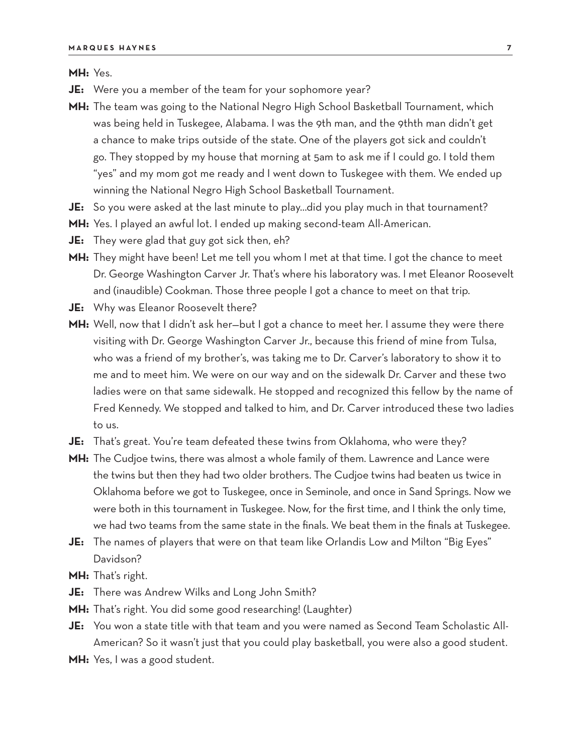**MH:** Yes.

**JE:** Were you a member of the team for your sophomore year?

**MH:** The team was going to the National Negro High School Basketball Tournament, which was being held in Tuskegee, Alabama. I was the 9th man, and the 9thth man didn't get a chance to make trips outside of the state. One of the players got sick and couldn't go. They stopped by my house that morning at 5am to ask me if I could go. I told them "yes" and my mom got me ready and I went down to Tuskegee with them. We ended up winning the National Negro High School Basketball Tournament.

**JE:** So you were asked at the last minute to play...did you play much in that tournament?

**MH:** Yes. I played an awful lot. I ended up making second-team All-American.

**JE:** They were glad that guy got sick then, eh?

**MH:** They might have been! Let me tell you whom I met at that time. I got the chance to meet Dr. George Washington Carver Jr. That's where his laboratory was. I met Eleanor Roosevelt and (inaudible) Cookman. Those three people I got a chance to meet on that trip.

**JE:** Why was Eleanor Roosevelt there?

**MH:** Well, now that I didn't ask her—but I got a chance to meet her. I assume they were there visiting with Dr. George Washington Carver Jr., because this friend of mine from Tulsa, who was a friend of my brother's, was taking me to Dr. Carver's laboratory to show it to me and to meet him. We were on our way and on the sidewalk Dr. Carver and these two ladies were on that same sidewalk. He stopped and recognized this fellow by the name of Fred Kennedy. We stopped and talked to him, and Dr. Carver introduced these two ladies to us.

**JE:** That's great. You're team defeated these twins from Oklahoma, who were they?

**MH:** The Cudjoe twins, there was almost a whole family of them. Lawrence and Lance were the twins but then they had two older brothers. The Cudjoe twins had beaten us twice in Oklahoma before we got to Tuskegee, once in Seminole, and once in Sand Springs. Now we were both in this tournament in Tuskegee. Now, for the first time, and I think the only time, we had two teams from the same state in the finals. We beat them in the finals at Tuskegee.

**JE:** The names of players that were on that team like Orlandis Low and Milton "Big Eyes" Davidson?

**MH:** That's right.

**JE:** There was Andrew Wilks and Long John Smith?

**MH:** That's right. You did some good researching! (Laughter)

**JE:** You won a state title with that team and you were named as Second Team Scholastic All-American? So it wasn't just that you could play basketball, you were also a good student.

**MH:** Yes, I was a good student.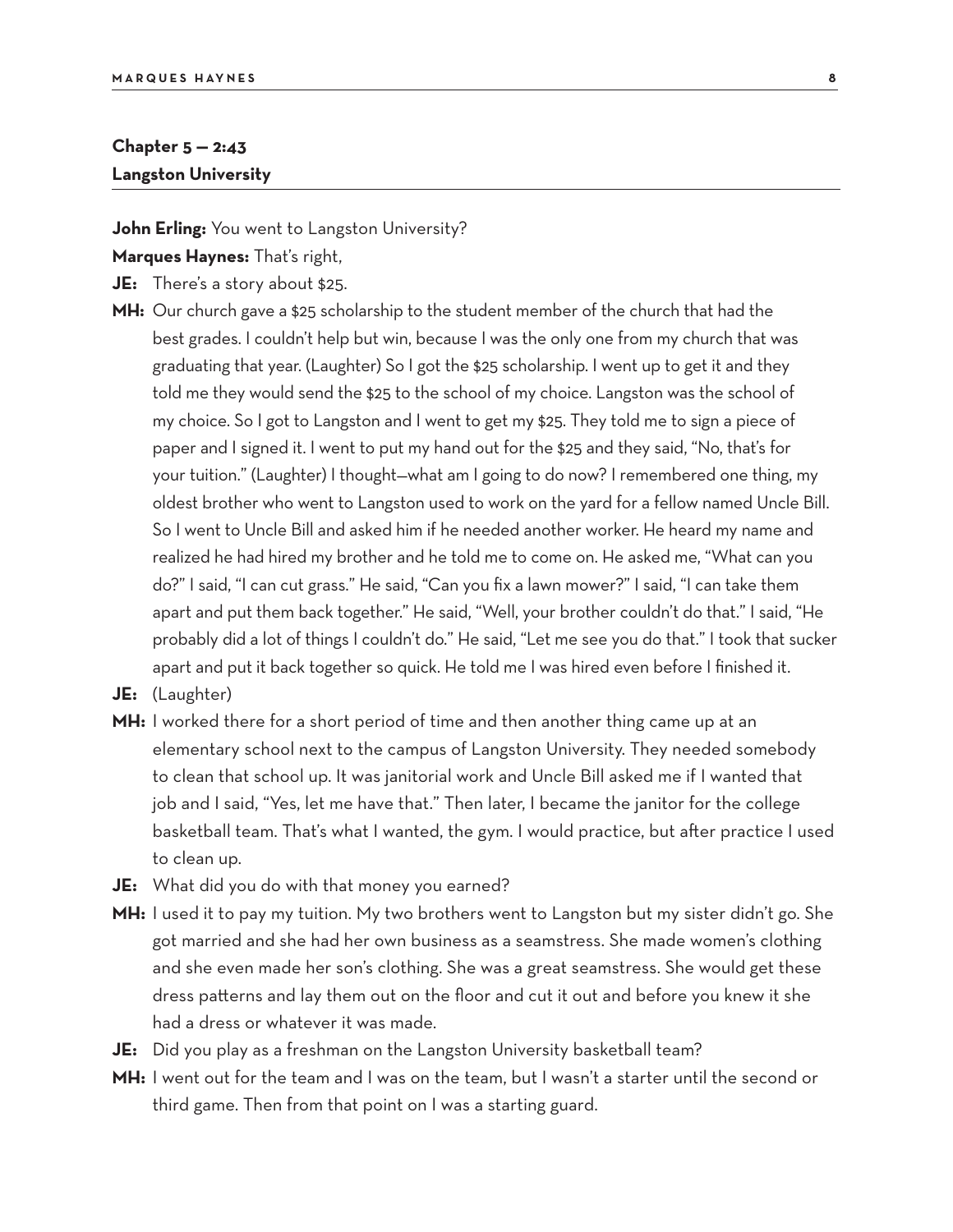## Chapter 5 — 2:43
## Langston University

**John Erling:** You went to Langston University?

**Marques Haynes:** That's right,

**JE:** There's a story about $25.

**MH:** Our church gave a $25 scholarship to the student member of the church that had the best grades. I couldn't help but win, because I was the only one from my church that was graduating that year. (Laughter) So I got the $25 scholarship. I went up to get it and they told me they would send the $25 to the school of my choice. Langston was the school of my choice. So I got to Langston and I went to get my $25. They told me to sign a piece of paper and I signed it. I went to put my hand out for the $25 and they said, "No, that's for your tuition." (Laughter) I thought—what am I going to do now? I remembered one thing, my oldest brother who went to Langston used to work on the yard for a fellow named Uncle Bill. So I went to Uncle Bill and asked him if he needed another worker. He heard my name and realized he had hired my brother and he told me to come on. He asked me, "What can you do?" I said, "I can cut grass." He said, "Can you fix a lawn mower?" I said, "I can take them apart and put them back together." He said, "Well, your brother couldn't do that." I said, "He probably did a lot of things I couldn't do." He said, "Let me see you do that." I took that sucker apart and put it back together so quick. He told me I was hired even before I finished it.

**JE:** (Laughter)

**MH:** I worked there for a short period of time and then another thing came up at an elementary school next to the campus of Langston University. They needed somebody to clean that school up. It was janitorial work and Uncle Bill asked me if I wanted that job and I said, "Yes, let me have that." Then later, I became the janitor for the college basketball team. That's what I wanted, the gym. I would practice, but after practice I used to clean up.

**JE:** What did you do with that money you earned?

**MH:** I used it to pay my tuition. My two brothers went to Langston but my sister didn't go. She got married and she had her own business as a seamstress. She made women's clothing and she even made her son's clothing. She was a great seamstress. She would get these dress patterns and lay them out on the floor and cut it out and before you knew it she had a dress or whatever it was made.

**JE:** Did you play as a freshman on the Langston University basketball team?

**MH:** I went out for the team and I was on the team, but I wasn't a starter until the second or third game. Then from that point on I was a starting guard.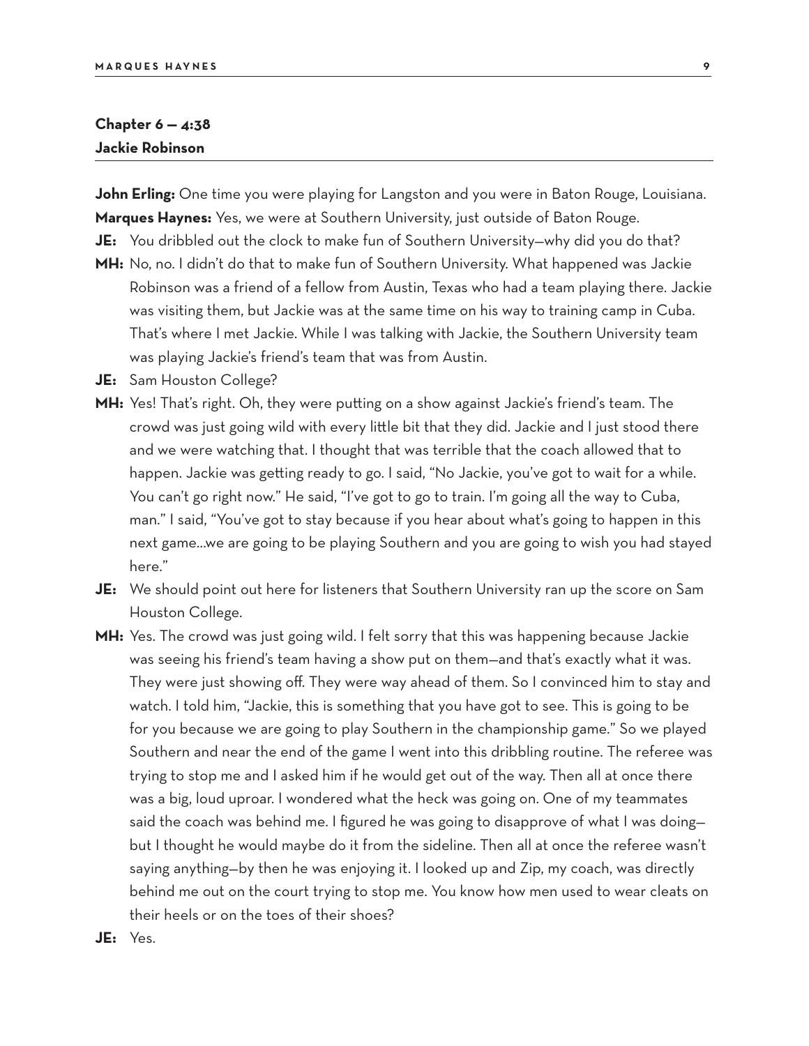## Chapter 6 — 4:38
## Jackie Robinson

**John Erling:** One time you were playing for Langston and you were in Baton Rouge, Louisiana.

**Marques Haynes:** Yes, we were at Southern University, just outside of Baton Rouge.

**JE:** You dribbled out the clock to make fun of Southern University—why did you do that?

**MH:** No, no. I didn't do that to make fun of Southern University. What happened was Jackie Robinson was a friend of a fellow from Austin, Texas who had a team playing there. Jackie was visiting them, but Jackie was at the same time on his way to training camp in Cuba. That's where I met Jackie. While I was talking with Jackie, the Southern University team was playing Jackie's friend's team that was from Austin.

**JE:** Sam Houston College?

**MH:** Yes! That's right. Oh, they were putting on a show against Jackie's friend's team. The crowd was just going wild with every little bit that they did. Jackie and I just stood there and we were watching that. I thought that was terrible that the coach allowed that to happen. Jackie was getting ready to go. I said, "No Jackie, you've got to wait for a while. You can't go right now." He said, "I've got to go to train. I'm going all the way to Cuba, man." I said, "You've got to stay because if you hear about what's going to happen in this next game...we are going to be playing Southern and you are going to wish you had stayed here."

**JE:** We should point out here for listeners that Southern University ran up the score on Sam Houston College.

**MH:** Yes. The crowd was just going wild. I felt sorry that this was happening because Jackie was seeing his friend's team having a show put on them—and that's exactly what it was. They were just showing off. They were way ahead of them. So I convinced him to stay and watch. I told him, "Jackie, this is something that you have got to see. This is going to be for you because we are going to play Southern in the championship game." So we played Southern and near the end of the game I went into this dribbling routine. The referee was trying to stop me and I asked him if he would get out of the way. Then all at once there was a big, loud uproar. I wondered what the heck was going on. One of my teammates said the coach was behind me. I figured he was going to disapprove of what I was doing—but I thought he would maybe do it from the sideline. Then all at once the referee wasn't saying anything—by then he was enjoying it. I looked up and Zip, my coach, was directly behind me out on the court trying to stop me. You know how men used to wear cleats on their heels or on the toes of their shoes?

**JE:** Yes.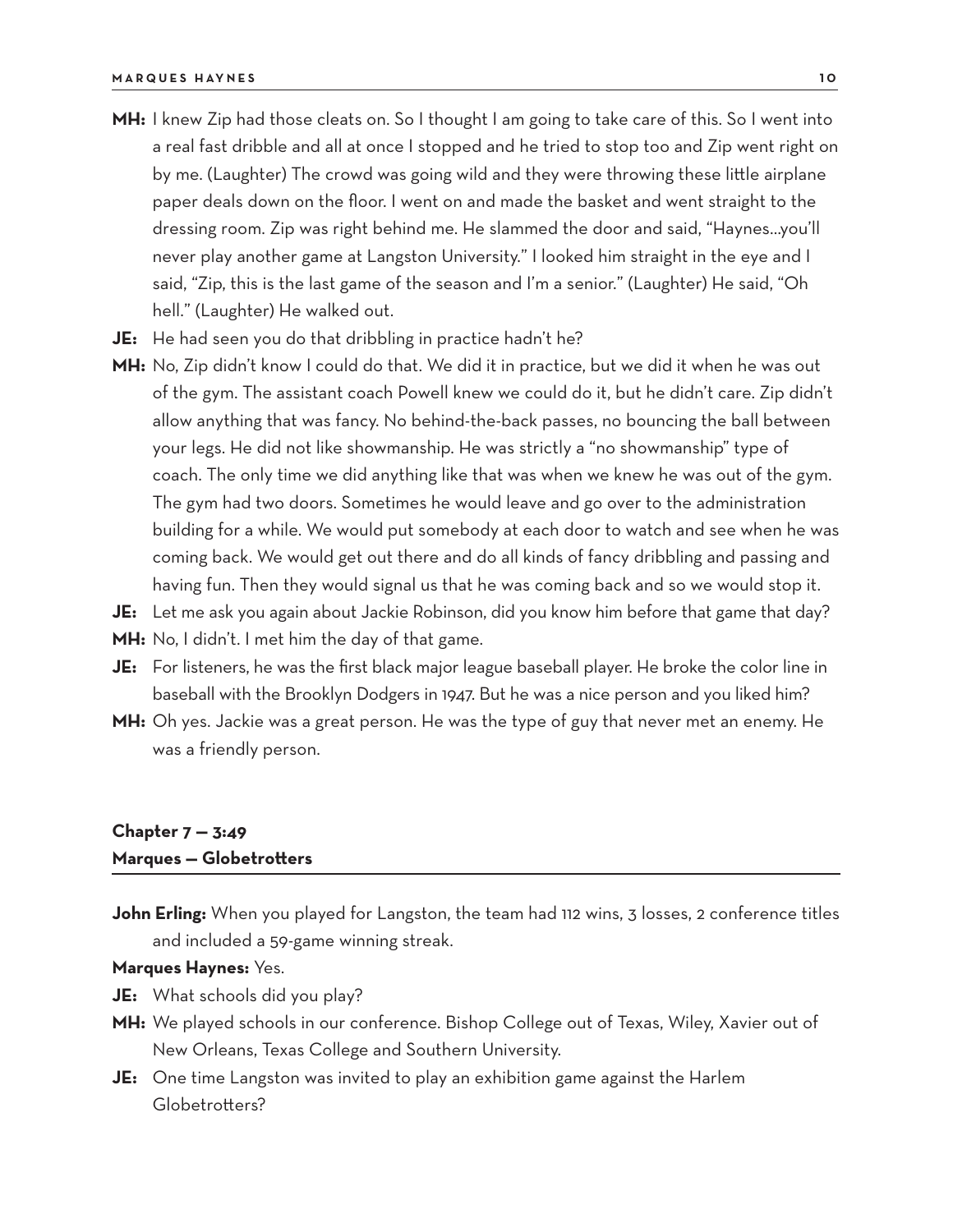**MH:** I knew Zip had those cleats on. So I thought I am going to take care of this. So I went into a real fast dribble and all at once I stopped and he tried to stop too and Zip went right on by me. (Laughter) The crowd was going wild and they were throwing these little airplane paper deals down on the floor. I went on and made the basket and went straight to the dressing room. Zip was right behind me. He slammed the door and said, "Haynes…you'll never play another game at Langston University." I looked him straight in the eye and I said, "Zip, this is the last game of the season and I'm a senior." (Laughter) He said, "Oh hell." (Laughter) He walked out.

**JE:** He had seen you do that dribbling in practice hadn't he?

**MH:** No, Zip didn't know I could do that. We did it in practice, but we did it when he was out of the gym. The assistant coach Powell knew we could do it, but he didn't care. Zip didn't allow anything that was fancy. No behind-the-back passes, no bouncing the ball between your legs. He did not like showmanship. He was strictly a "no showmanship" type of coach. The only time we did anything like that was when we knew he was out of the gym. The gym had two doors. Sometimes he would leave and go over to the administration building for a while. We would put somebody at each door to watch and see when he was coming back. We would get out there and do all kinds of fancy dribbling and passing and having fun. Then they would signal us that he was coming back and so we would stop it.

**JE:** Let me ask you again about Jackie Robinson, did you know him before that game that day?

**MH:** No, I didn't. I met him the day of that game.

**JE:** For listeners, he was the first black major league baseball player. He broke the color line in baseball with the Brooklyn Dodgers in 1947. But he was a nice person and you liked him?

**MH:** Oh yes. Jackie was a great person. He was the type of guy that never met an enemy. He was a friendly person.

## Chapter 7 — 3:49
## Marques — Globetrotters

**John Erling:** When you played for Langston, the team had 112 wins, 3 losses, 2 conference titles and included a 59-game winning streak.

**Marques Haynes:** Yes.

**JE:** What schools did you play?

**MH:** We played schools in our conference. Bishop College out of Texas, Wiley, Xavier out of New Orleans, Texas College and Southern University.

**JE:** One time Langston was invited to play an exhibition game against the Harlem Globetrotters?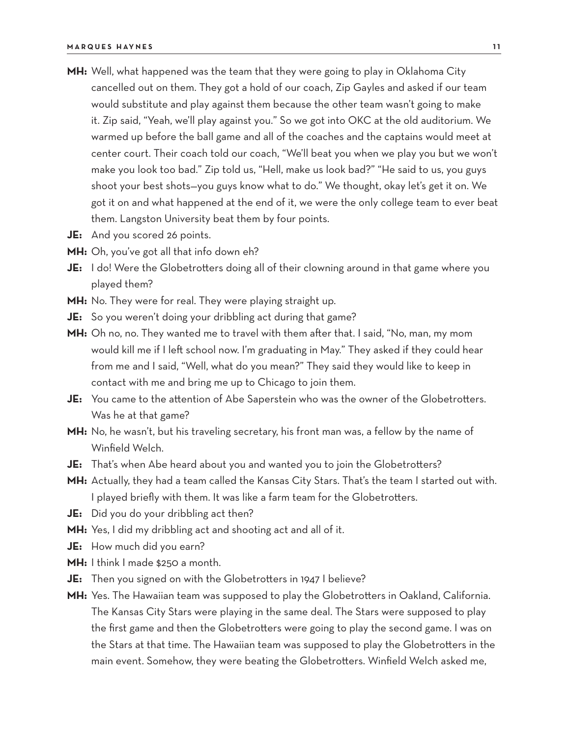**MH:** Well, what happened was the team that they were going to play in Oklahoma City cancelled out on them. They got a hold of our coach, Zip Gayles and asked if our team would substitute and play against them because the other team wasn't going to make it. Zip said, "Yeah, we'll play against you." So we got into OKC at the old auditorium. We warmed up before the ball game and all of the coaches and the captains would meet at center court. Their coach told our coach, "We'll beat you when we play you but we won't make you look too bad." Zip told us, "Hell, make us look bad?" "He said to us, you guys shoot your best shots—you guys know what to do." We thought, okay let's get it on. We got it on and what happened at the end of it, we were the only college team to ever beat them. Langston University beat them by four points.

**JE:** And you scored 26 points.

**MH:** Oh, you've got all that info down eh?

**JE:** I do! Were the Globetrotters doing all of their clowning around in that game where you played them?

**MH:** No. They were for real. They were playing straight up.

**JE:** So you weren't doing your dribbling act during that game?

**MH:** Oh no, no. They wanted me to travel with them after that. I said, "No, man, my mom would kill me if I left school now. I'm graduating in May." They asked if they could hear from me and I said, "Well, what do you mean?" They said they would like to keep in contact with me and bring me up to Chicago to join them.

**JE:** You came to the attention of Abe Saperstein who was the owner of the Globetrotters. Was he at that game?

**MH:** No, he wasn't, but his traveling secretary, his front man was, a fellow by the name of Winfield Welch.

**JE:** That's when Abe heard about you and wanted you to join the Globetrotters?

**MH:** Actually, they had a team called the Kansas City Stars. That's the team I started out with. I played briefly with them. It was like a farm team for the Globetrotters.

**JE:** Did you do your dribbling act then?

**MH:** Yes, I did my dribbling act and shooting act and all of it.

**JE:** How much did you earn?

**MH:** I think I made $250 a month.

**JE:** Then you signed on with the Globetrotters in 1947 I believe?

**MH:** Yes. The Hawaiian team was supposed to play the Globetrotters in Oakland, California. The Kansas City Stars were playing in the same deal. The Stars were supposed to play the first game and then the Globetrotters were going to play the second game. I was on the Stars at that time. The Hawaiian team was supposed to play the Globetrotters in the main event. Somehow, they were beating the Globetrotters. Winfield Welch asked me,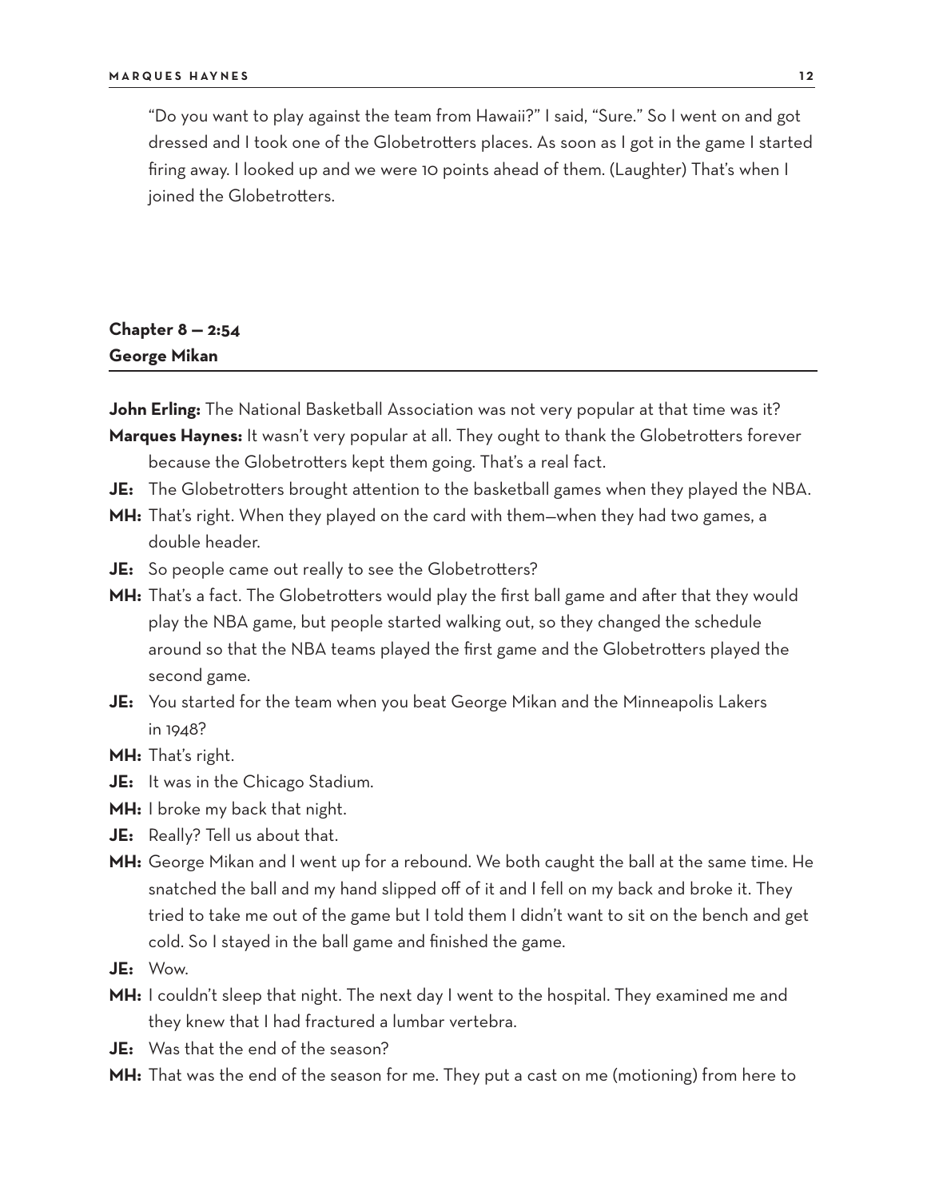"Do you want to play against the team from Hawaii?" I said, "Sure." So I went on and got dressed and I took one of the Globetrotters places. As soon as I got in the game I started firing away. I looked up and we were 10 points ahead of them. (Laughter) That's when I joined the Globetrotters.

## Chapter 8 — 2:54
## George Mikan

**John Erling:** The National Basketball Association was not very popular at that time was it?

**Marques Haynes:** It wasn't very popular at all. They ought to thank the Globetrotters forever because the Globetrotters kept them going. That's a real fact.

**JE:** The Globetrotters brought attention to the basketball games when they played the NBA.

**MH:** That's right. When they played on the card with them—when they had two games, a double header.

**JE:** So people came out really to see the Globetrotters?

**MH:** That's a fact. The Globetrotters would play the first ball game and after that they would play the NBA game, but people started walking out, so they changed the schedule around so that the NBA teams played the first game and the Globetrotters played the second game.

**JE:** You started for the team when you beat George Mikan and the Minneapolis Lakers in 1948?

**MH:** That's right.

**JE:** It was in the Chicago Stadium.

**MH:** I broke my back that night.

**JE:** Really? Tell us about that.

**MH:** George Mikan and I went up for a rebound. We both caught the ball at the same time. He snatched the ball and my hand slipped off of it and I fell on my back and broke it. They tried to take me out of the game but I told them I didn't want to sit on the bench and get cold. So I stayed in the ball game and finished the game.

**JE:** Wow.

**MH:** I couldn't sleep that night. The next day I went to the hospital. They examined me and they knew that I had fractured a lumbar vertebra.

**JE:** Was that the end of the season?

**MH:** That was the end of the season for me. They put a cast on me (motioning) from here to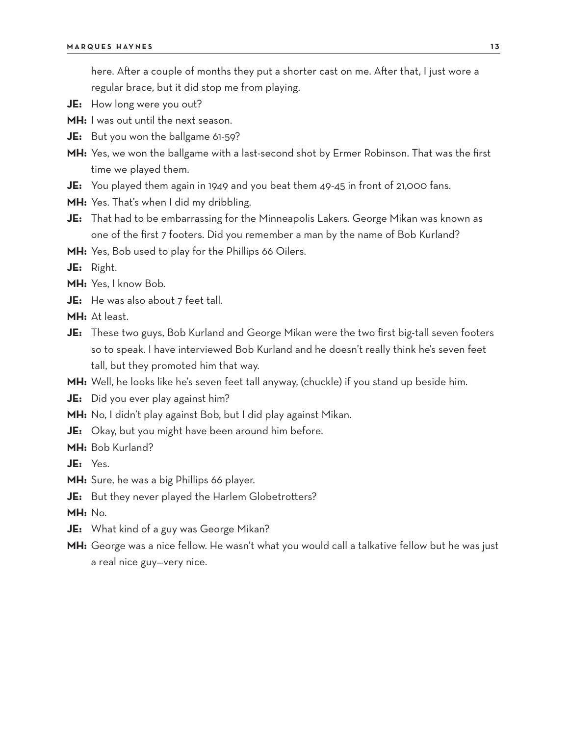here. After a couple of months they put a shorter cast on me. After that, I just wore a regular brace, but it did stop me from playing.

**JE:** How long were you out?

**MH:** I was out until the next season.

**JE:** But you won the ballgame 61-59?

**MH:** Yes, we won the ballgame with a last-second shot by Ermer Robinson. That was the first time we played them.

**JE:** You played them again in 1949 and you beat them 49-45 in front of 21,000 fans.

**MH:** Yes. That's when I did my dribbling.

**JE:** That had to be embarrassing for the Minneapolis Lakers. George Mikan was known as one of the first 7 footers. Did you remember a man by the name of Bob Kurland?

**MH:** Yes, Bob used to play for the Phillips 66 Oilers.

**JE:** Right.

**MH:** Yes, I know Bob.

**JE:** He was also about 7 feet tall.

**MH:** At least.

**JE:** These two guys, Bob Kurland and George Mikan were the two first big-tall seven footers so to speak. I have interviewed Bob Kurland and he doesn't really think he's seven feet tall, but they promoted him that way.

**MH:** Well, he looks like he's seven feet tall anyway, (chuckle) if you stand up beside him.

**JE:** Did you ever play against him?

**MH:** No, I didn't play against Bob, but I did play against Mikan.

**JE:** Okay, but you might have been around him before.

**MH:** Bob Kurland?

**JE:** Yes.

**MH:** Sure, he was a big Phillips 66 player.

**JE:** But they never played the Harlem Globetrotters?

**MH:** No.

**JE:** What kind of a guy was George Mikan?

**MH:** George was a nice fellow. He wasn't what you would call a talkative fellow but he was just a real nice guy—very nice.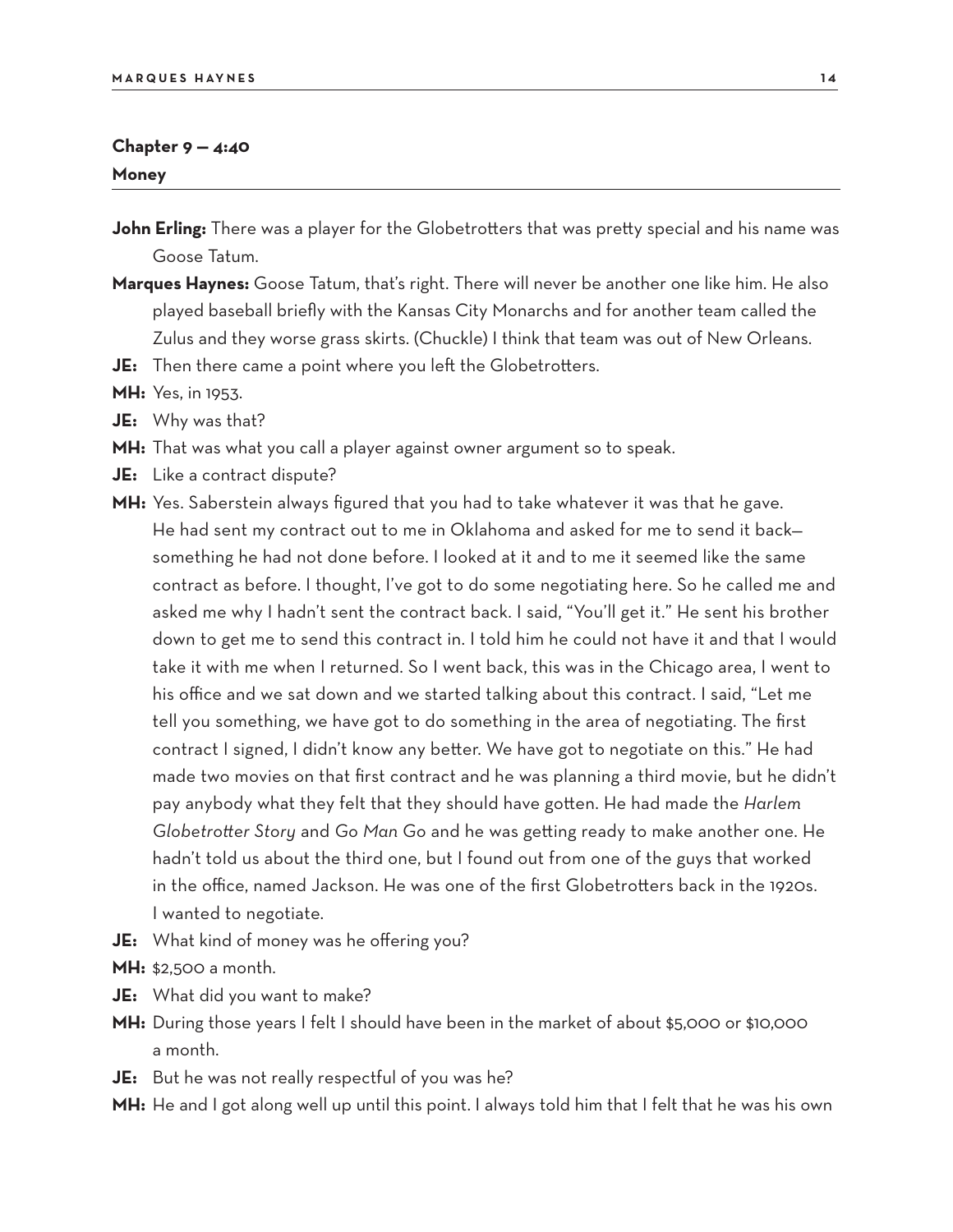## Chapter 9 — 4:40
### Money

**John Erling:** There was a player for the Globetrotters that was pretty special and his name was Goose Tatum.

**Marques Haynes:** Goose Tatum, that's right. There will never be another one like him. He also played baseball briefly with the Kansas City Monarchs and for another team called the Zulus and they worse grass skirts. (Chuckle) I think that team was out of New Orleans.

**JE:** Then there came a point where you left the Globetrotters.

**MH:** Yes, in 1953.

**JE:** Why was that?

**MH:** That was what you call a player against owner argument so to speak.

**JE:** Like a contract dispute?

**MH:** Yes. Saberstein always figured that you had to take whatever it was that he gave. He had sent my contract out to me in Oklahoma and asked for me to send it back—something he had not done before. I looked at it and to me it seemed like the same contract as before. I thought, I've got to do some negotiating here. So he called me and asked me why I hadn't sent the contract back. I said, "You'll get it." He sent his brother down to get me to send this contract in. I told him he could not have it and that I would take it with me when I returned. So I went back, this was in the Chicago area, I went to his office and we sat down and we started talking about this contract. I said, "Let me tell you something, we have got to do something in the area of negotiating. The first contract I signed, I didn't know any better. We have got to negotiate on this." He had made two movies on that first contract and he was planning a third movie, but he didn't pay anybody what they felt that they should have gotten. He had made the *Harlem Globetrotter Story* and *Go Man Go* and he was getting ready to make another one. He hadn't told us about the third one, but I found out from one of the guys that worked in the office, named Jackson. He was one of the first Globetrotters back in the 1920s. I wanted to negotiate.

**JE:** What kind of money was he offering you?

**MH:** $2,500 a month.

**JE:** What did you want to make?

**MH:** During those years I felt I should have been in the market of about $5,000 or $10,000 a month.

**JE:** But he was not really respectful of you was he?

**MH:** He and I got along well up until this point. I always told him that I felt that he was his own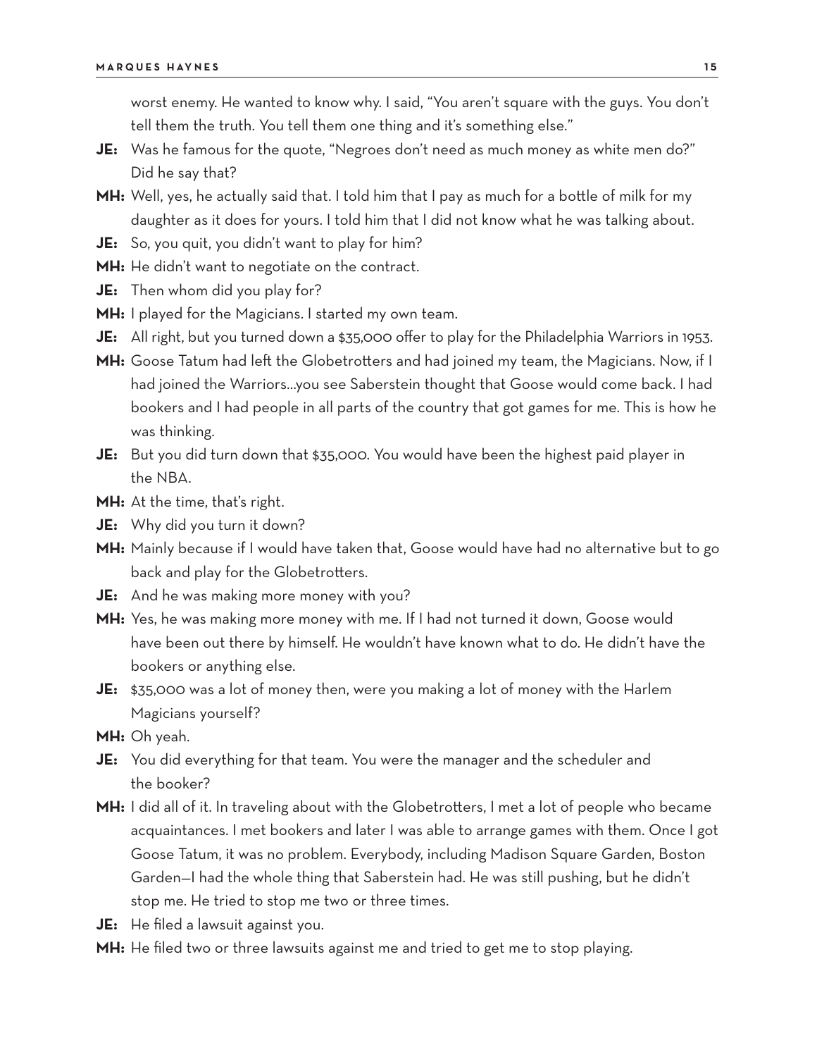worst enemy. He wanted to know why. I said, "You aren't square with the guys. You don't tell them the truth. You tell them one thing and it's something else."

**JE:** Was he famous for the quote, "Negroes don't need as much money as white men do?" Did he say that?

**MH:** Well, yes, he actually said that. I told him that I pay as much for a bottle of milk for my daughter as it does for yours. I told him that I did not know what he was talking about.

**JE:** So, you quit, you didn't want to play for him?

**MH:** He didn't want to negotiate on the contract.

**JE:** Then whom did you play for?

**MH:** I played for the Magicians. I started my own team.

**JE:** All right, but you turned down a $35,000 offer to play for the Philadelphia Warriors in 1953.

**MH:** Goose Tatum had left the Globetrotters and had joined my team, the Magicians. Now, if I had joined the Warriors...you see Saberstein thought that Goose would come back. I had bookers and I had people in all parts of the country that got games for me. This is how he was thinking.

**JE:** But you did turn down that $35,000. You would have been the highest paid player in the NBA.

**MH:** At the time, that's right.

**JE:** Why did you turn it down?

**MH:** Mainly because if I would have taken that, Goose would have had no alternative but to go back and play for the Globetrotters.

**JE:** And he was making more money with you?

**MH:** Yes, he was making more money with me. If I had not turned it down, Goose would have been out there by himself. He wouldn't have known what to do. He didn't have the bookers or anything else.

**JE:** $35,000 was a lot of money then, were you making a lot of money with the Harlem Magicians yourself?

**MH:** Oh yeah.

**JE:** You did everything for that team. You were the manager and the scheduler and the booker?

**MH:** I did all of it. In traveling about with the Globetrotters, I met a lot of people who became acquaintances. I met bookers and later I was able to arrange games with them. Once I got Goose Tatum, it was no problem. Everybody, including Madison Square Garden, Boston Garden—I had the whole thing that Saberstein had. He was still pushing, but he didn't stop me. He tried to stop me two or three times.

**JE:** He filed a lawsuit against you.

**MH:** He filed two or three lawsuits against me and tried to get me to stop playing.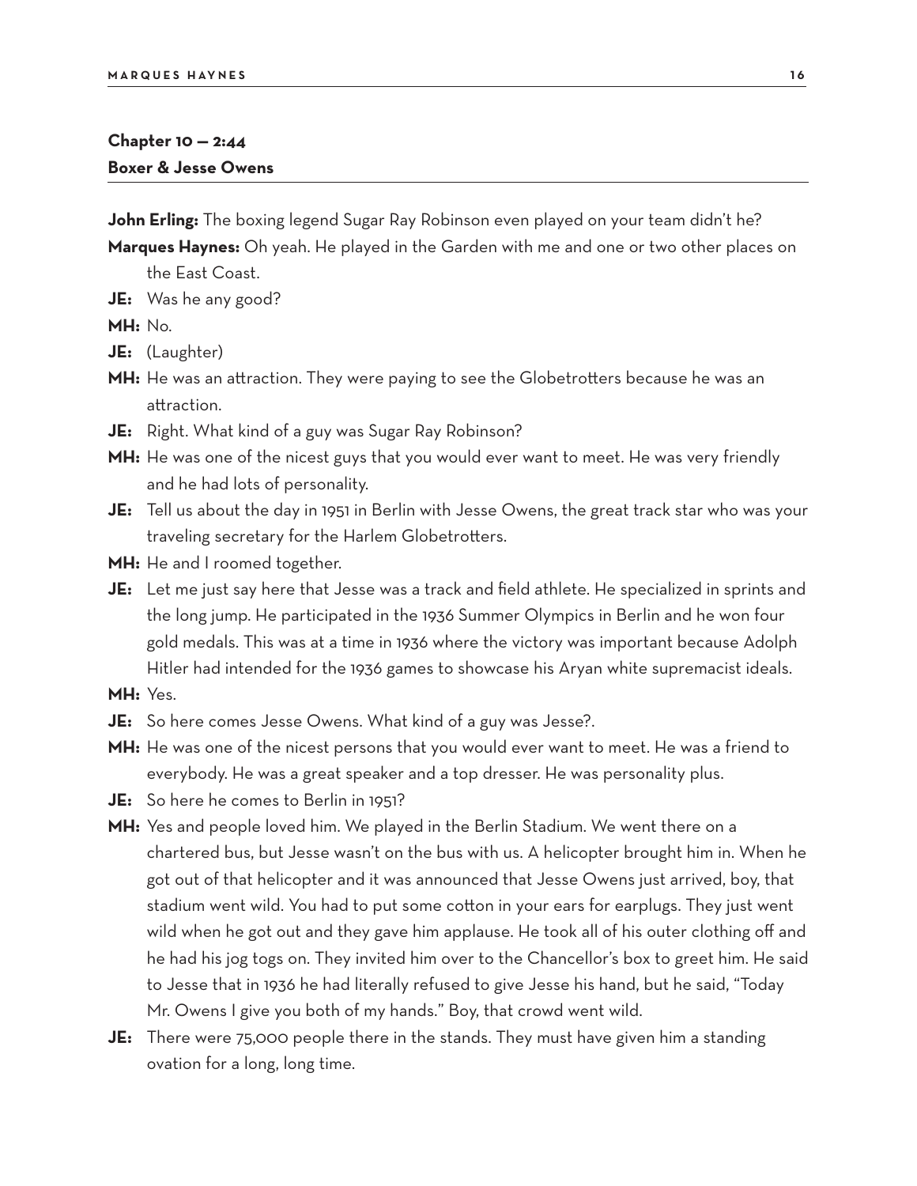## Chapter 10 — 2:44
### Boxer & Jesse Owens

**John Erling:** The boxing legend Sugar Ray Robinson even played on your team didn't he?

**Marques Haynes:** Oh yeah. He played in the Garden with me and one or two other places on the East Coast.

**JE:** Was he any good?

**MH:** No.

**JE:** (Laughter)

**MH:** He was an attraction. They were paying to see the Globetrotters because he was an attraction.

**JE:** Right. What kind of a guy was Sugar Ray Robinson?

**MH:** He was one of the nicest guys that you would ever want to meet. He was very friendly and he had lots of personality.

**JE:** Tell us about the day in 1951 in Berlin with Jesse Owens, the great track star who was your traveling secretary for the Harlem Globetrotters.

**MH:** He and I roomed together.

**JE:** Let me just say here that Jesse was a track and field athlete. He specialized in sprints and the long jump. He participated in the 1936 Summer Olympics in Berlin and he won four gold medals. This was at a time in 1936 where the victory was important because Adolph Hitler had intended for the 1936 games to showcase his Aryan white supremacist ideals.

**MH:** Yes.

**JE:** So here comes Jesse Owens. What kind of a guy was Jesse?.

**MH:** He was one of the nicest persons that you would ever want to meet. He was a friend to everybody. He was a great speaker and a top dresser. He was personality plus.

**JE:** So here he comes to Berlin in 1951?

**MH:** Yes and people loved him. We played in the Berlin Stadium. We went there on a chartered bus, but Jesse wasn't on the bus with us. A helicopter brought him in. When he got out of that helicopter and it was announced that Jesse Owens just arrived, boy, that stadium went wild. You had to put some cotton in your ears for earplugs. They just went wild when he got out and they gave him applause. He took all of his outer clothing off and he had his jog togs on. They invited him over to the Chancellor's box to greet him. He said to Jesse that in 1936 he had literally refused to give Jesse his hand, but he said, "Today Mr. Owens I give you both of my hands." Boy, that crowd went wild.

**JE:** There were 75,000 people there in the stands. They must have given him a standing ovation for a long, long time.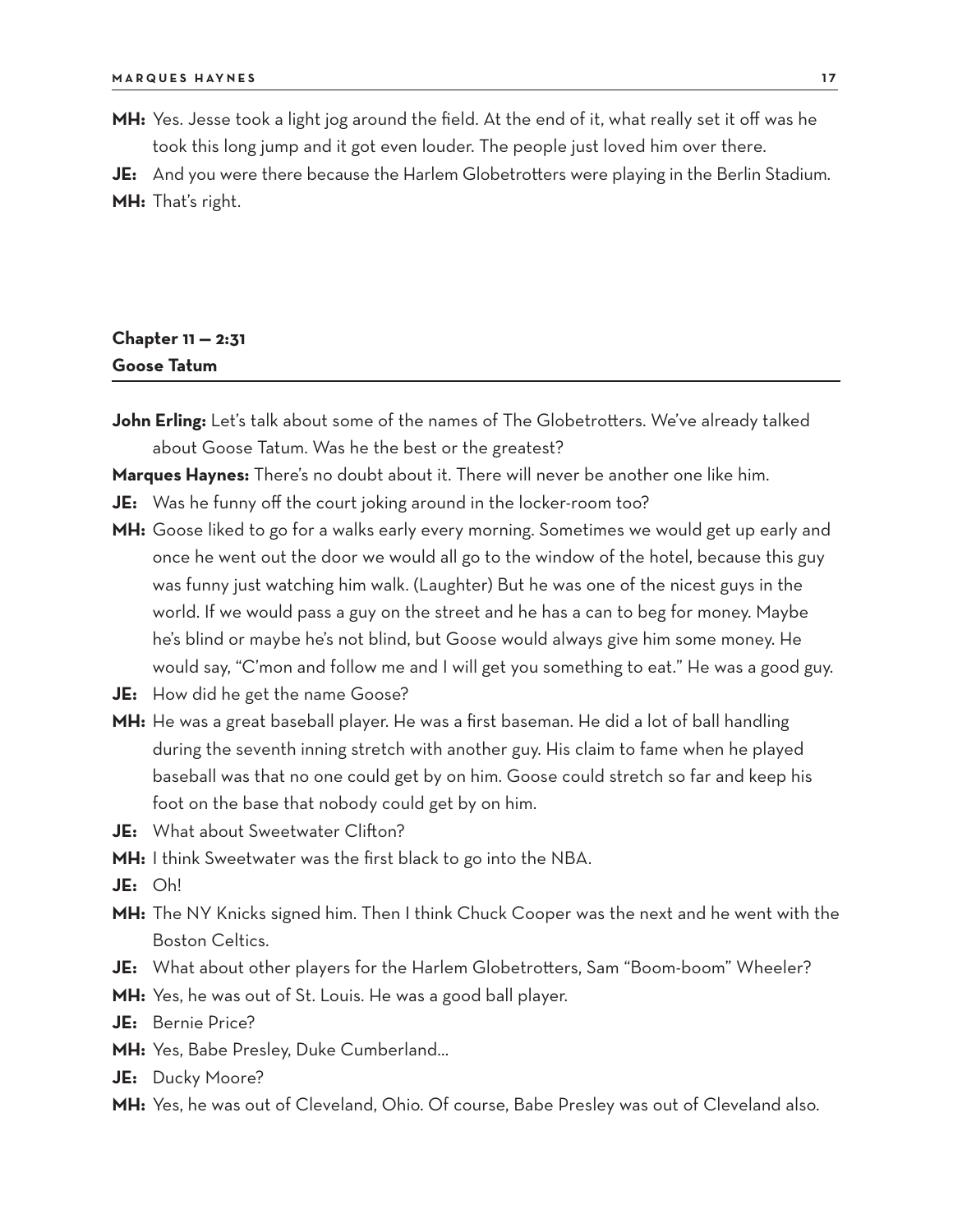**MH:** Yes. Jesse took a light jog around the field. At the end of it, what really set it off was he took this long jump and it got even louder. The people just loved him over there.

**JE:** And you were there because the Harlem Globetrotters were playing in the Berlin Stadium.

**MH:** That's right.

## Chapter 11 — 2:31
## Goose Tatum

**John Erling:** Let's talk about some of the names of The Globetrotters. We've already talked about Goose Tatum. Was he the best or the greatest?

**Marques Haynes:** There's no doubt about it. There will never be another one like him.

**JE:** Was he funny off the court joking around in the locker-room too?

**MH:** Goose liked to go for a walks early every morning. Sometimes we would get up early and once he went out the door we would all go to the window of the hotel, because this guy was funny just watching him walk. (Laughter) But he was one of the nicest guys in the world. If we would pass a guy on the street and he has a can to beg for money. Maybe he's blind or maybe he's not blind, but Goose would always give him some money. He would say, "C'mon and follow me and I will get you something to eat." He was a good guy.

**JE:** How did he get the name Goose?

**MH:** He was a great baseball player. He was a first baseman. He did a lot of ball handling during the seventh inning stretch with another guy. His claim to fame when he played baseball was that no one could get by on him. Goose could stretch so far and keep his foot on the base that nobody could get by on him.

**JE:** What about Sweetwater Clifton?

**MH:** I think Sweetwater was the first black to go into the NBA.

**JE:** Oh!

**MH:** The NY Knicks signed him. Then I think Chuck Cooper was the next and he went with the Boston Celtics.

**JE:** What about other players for the Harlem Globetrotters, Sam "Boom-boom" Wheeler?

**MH:** Yes, he was out of St. Louis. He was a good ball player.

**JE:** Bernie Price?

**MH:** Yes, Babe Presley, Duke Cumberland...

**JE:** Ducky Moore?

**MH:** Yes, he was out of Cleveland, Ohio. Of course, Babe Presley was out of Cleveland also.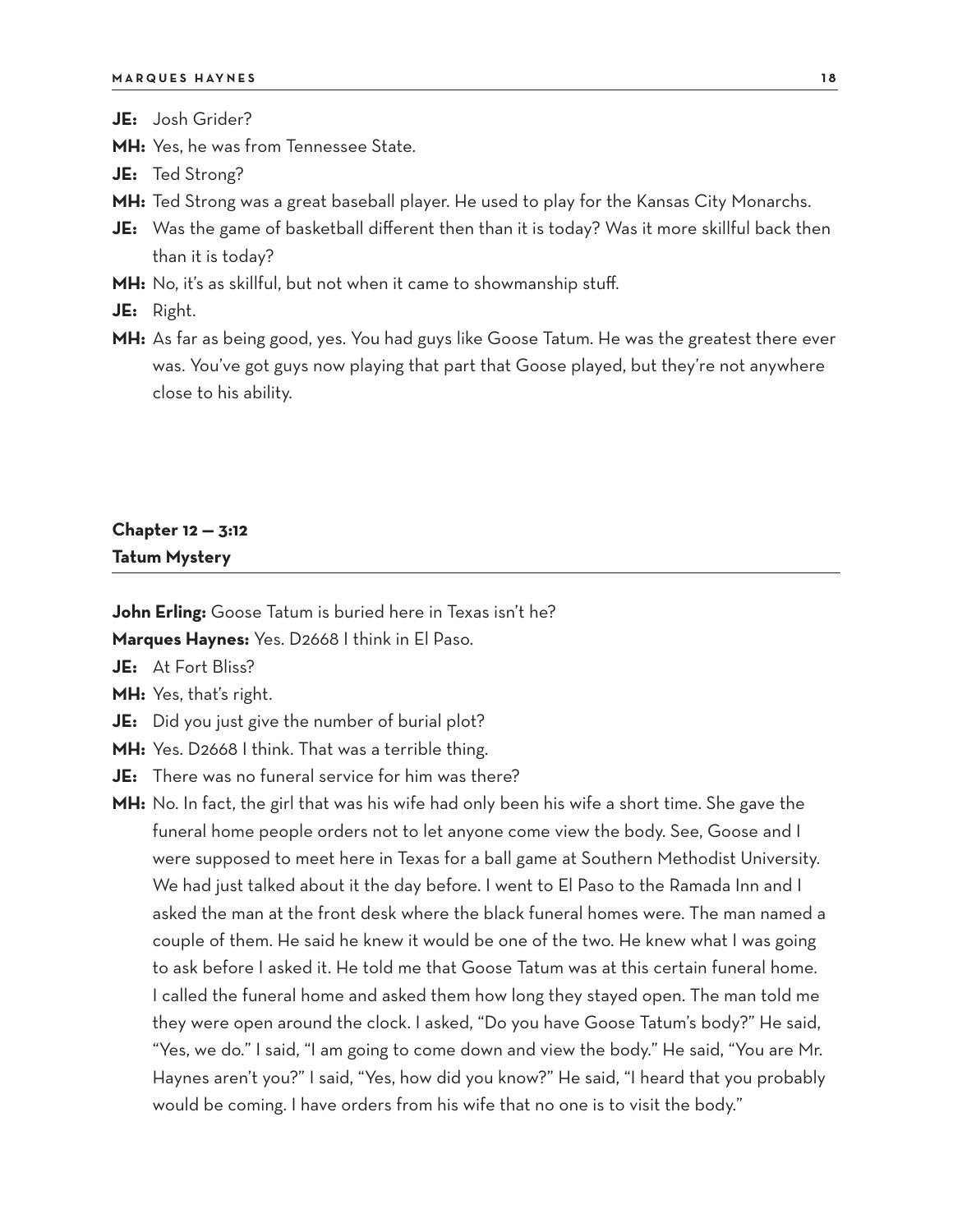**JE:** Josh Grider?

**MH:** Yes, he was from Tennessee State.

**JE:** Ted Strong?

**MH:** Ted Strong was a great baseball player. He used to play for the Kansas City Monarchs.

**JE:** Was the game of basketball different then than it is today? Was it more skillful back then than it is today?

**MH:** No, it's as skillful, but not when it came to showmanship stuff.

**JE:** Right.

**MH:** As far as being good, yes. You had guys like Goose Tatum. He was the greatest there ever was. You've got guys now playing that part that Goose played, but they're not anywhere close to his ability.

## Chapter 12 — 3:12
## Tatum Mystery

**John Erling:** Goose Tatum is buried here in Texas isn't he?

**Marques Haynes:** Yes. D2668 I think in El Paso.

**JE:** At Fort Bliss?

**MH:** Yes, that's right.

**JE:** Did you just give the number of burial plot?

**MH:** Yes. D2668 I think. That was a terrible thing.

**JE:** There was no funeral service for him was there?

**MH:** No. In fact, the girl that was his wife had only been his wife a short time. She gave the funeral home people orders not to let anyone come view the body. See, Goose and I were supposed to meet here in Texas for a ball game at Southern Methodist University. We had just talked about it the day before. I went to El Paso to the Ramada Inn and I asked the man at the front desk where the black funeral homes were. The man named a couple of them. He said he knew it would be one of the two. He knew what I was going to ask before I asked it. He told me that Goose Tatum was at this certain funeral home. I called the funeral home and asked them how long they stayed open. The man told me they were open around the clock. I asked, "Do you have Goose Tatum's body?" He said, "Yes, we do." I said, "I am going to come down and view the body." He said, "You are Mr. Haynes aren't you?" I said, "Yes, how did you know?" He said, "I heard that you probably would be coming. I have orders from his wife that no one is to visit the body."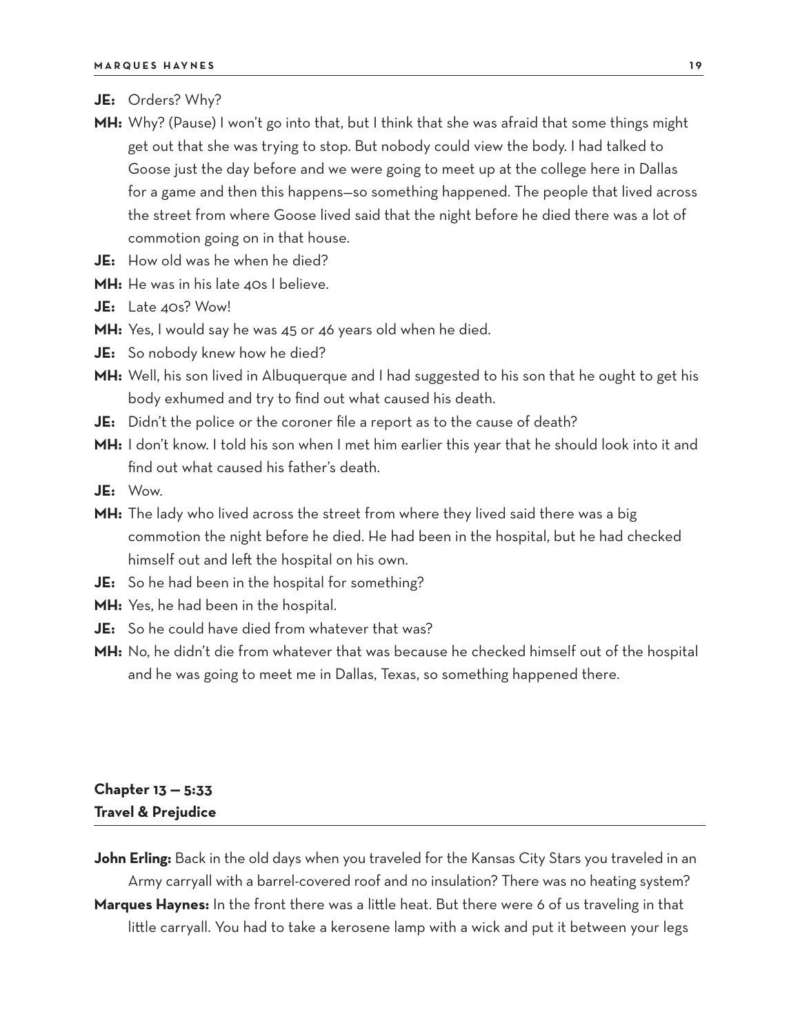**JE:** Orders? Why?

**MH:** Why? (Pause) I won't go into that, but I think that she was afraid that some things might get out that she was trying to stop. But nobody could view the body. I had talked to Goose just the day before and we were going to meet up at the college here in Dallas for a game and then this happens—so something happened. The people that lived across the street from where Goose lived said that the night before he died there was a lot of commotion going on in that house.

**JE:** How old was he when he died?

**MH:** He was in his late 40s I believe.

**JE:** Late 40s? Wow!

**MH:** Yes, I would say he was 45 or 46 years old when he died.

**JE:** So nobody knew how he died?

**MH:** Well, his son lived in Albuquerque and I had suggested to his son that he ought to get his body exhumed and try to find out what caused his death.

**JE:** Didn't the police or the coroner file a report as to the cause of death?

**MH:** I don't know. I told his son when I met him earlier this year that he should look into it and find out what caused his father's death.

**JE:** Wow.

**MH:** The lady who lived across the street from where they lived said there was a big commotion the night before he died. He had been in the hospital, but he had checked himself out and left the hospital on his own.

**JE:** So he had been in the hospital for something?

**MH:** Yes, he had been in the hospital.

**JE:** So he could have died from whatever that was?

**MH:** No, he didn't die from whatever that was because he checked himself out of the hospital and he was going to meet me in Dallas, Texas, so something happened there.

## Chapter 13 — 5:33
## Travel & Prejudice

**John Erling:** Back in the old days when you traveled for the Kansas City Stars you traveled in an Army carryall with a barrel-covered roof and no insulation? There was no heating system?

**Marques Haynes:** In the front there was a little heat. But there were 6 of us traveling in that little carryall. You had to take a kerosene lamp with a wick and put it between your legs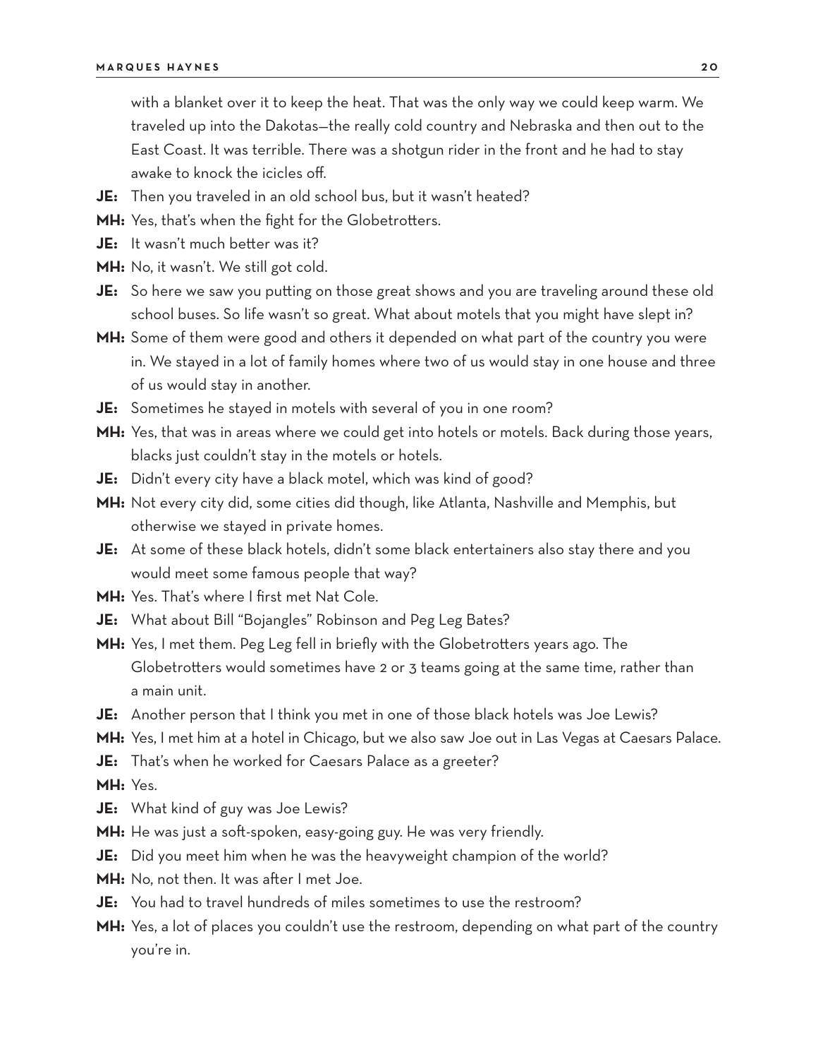with a blanket over it to keep the heat. That was the only way we could keep warm. We traveled up into the Dakotas—the really cold country and Nebraska and then out to the East Coast. It was terrible. There was a shotgun rider in the front and he had to stay awake to knock the icicles off.

**JE:** Then you traveled in an old school bus, but it wasn't heated?

**MH:** Yes, that's when the fight for the Globetrotters.

**JE:** It wasn't much better was it?

**MH:** No, it wasn't. We still got cold.

**JE:** So here we saw you putting on those great shows and you are traveling around these old school buses. So life wasn't so great. What about motels that you might have slept in?

**MH:** Some of them were good and others it depended on what part of the country you were in. We stayed in a lot of family homes where two of us would stay in one house and three of us would stay in another.

**JE:** Sometimes he stayed in motels with several of you in one room?

**MH:** Yes, that was in areas where we could get into hotels or motels. Back during those years, blacks just couldn't stay in the motels or hotels.

**JE:** Didn't every city have a black motel, which was kind of good?

**MH:** Not every city did, some cities did though, like Atlanta, Nashville and Memphis, but otherwise we stayed in private homes.

**JE:** At some of these black hotels, didn't some black entertainers also stay there and you would meet some famous people that way?

**MH:** Yes. That's where I first met Nat Cole.

**JE:** What about Bill "Bojangles" Robinson and Peg Leg Bates?

**MH:** Yes, I met them. Peg Leg fell in briefly with the Globetrotters years ago. The Globetrotters would sometimes have 2 or 3 teams going at the same time, rather than a main unit.

**JE:** Another person that I think you met in one of those black hotels was Joe Lewis?

**MH:** Yes, I met him at a hotel in Chicago, but we also saw Joe out in Las Vegas at Caesars Palace.

**JE:** That's when he worked for Caesars Palace as a greeter?

**MH:** Yes.

**JE:** What kind of guy was Joe Lewis?

**MH:** He was just a soft-spoken, easy-going guy. He was very friendly.

**JE:** Did you meet him when he was the heavyweight champion of the world?

**MH:** No, not then. It was after I met Joe.

**JE:** You had to travel hundreds of miles sometimes to use the restroom?

**MH:** Yes, a lot of places you couldn't use the restroom, depending on what part of the country you're in.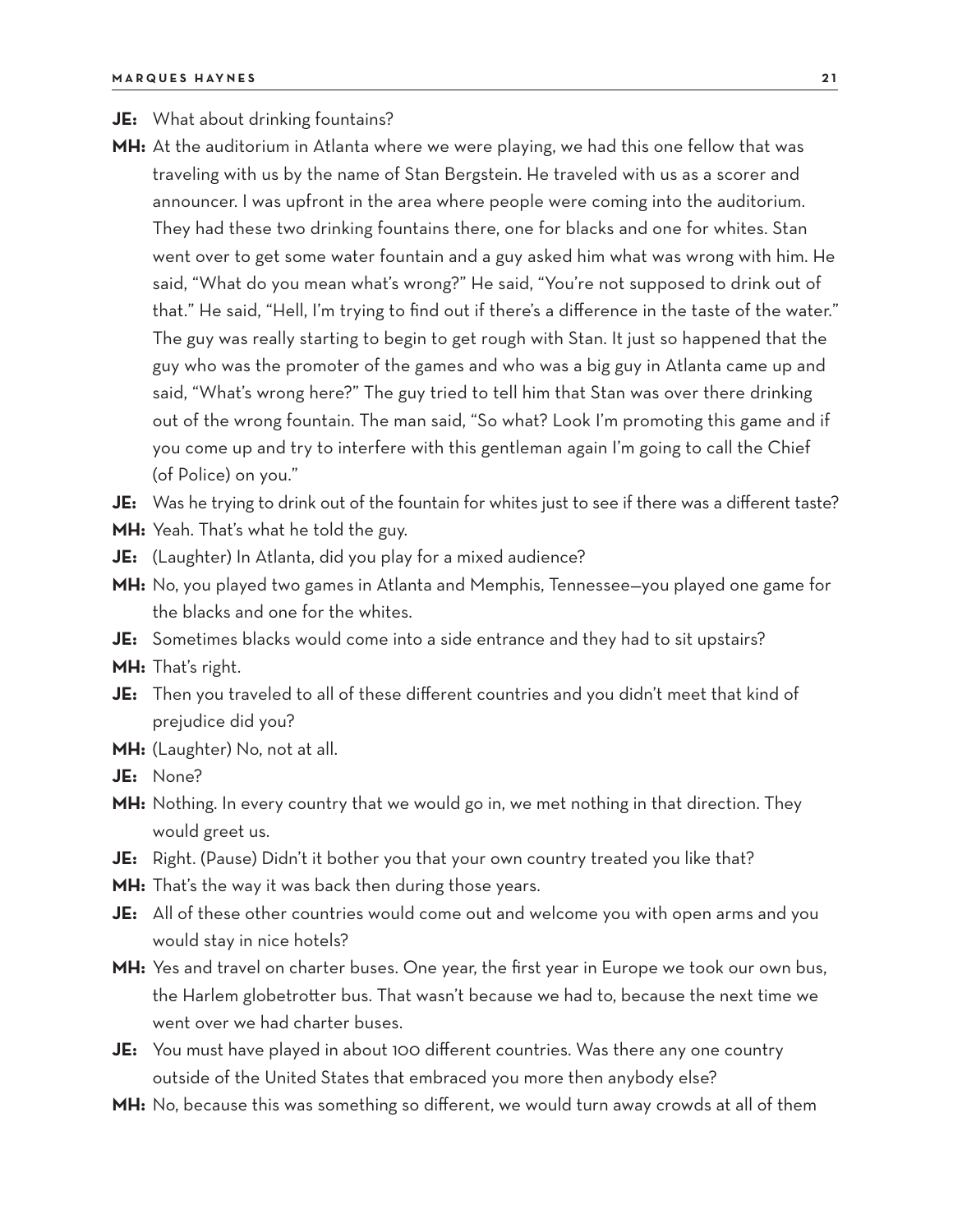**JE:** What about drinking fountains?

**MH:** At the auditorium in Atlanta where we were playing, we had this one fellow that was traveling with us by the name of Stan Bergstein. He traveled with us as a scorer and announcer. I was upfront in the area where people were coming into the auditorium. They had these two drinking fountains there, one for blacks and one for whites. Stan went over to get some water fountain and a guy asked him what was wrong with him. He said, "What do you mean what's wrong?" He said, "You're not supposed to drink out of that." He said, "Hell, I'm trying to find out if there's a difference in the taste of the water." The guy was really starting to begin to get rough with Stan. It just so happened that the guy who was the promoter of the games and who was a big guy in Atlanta came up and said, "What's wrong here?" The guy tried to tell him that Stan was over there drinking out of the wrong fountain. The man said, "So what? Look I'm promoting this game and if you come up and try to interfere with this gentleman again I'm going to call the Chief (of Police) on you."

**JE:** Was he trying to drink out of the fountain for whites just to see if there was a different taste?

**MH:** Yeah. That's what he told the guy.

**JE:** (Laughter) In Atlanta, did you play for a mixed audience?

**MH:** No, you played two games in Atlanta and Memphis, Tennessee—you played one game for the blacks and one for the whites.

**JE:** Sometimes blacks would come into a side entrance and they had to sit upstairs?

**MH:** That's right.

**JE:** Then you traveled to all of these different countries and you didn't meet that kind of prejudice did you?

**MH:** (Laughter) No, not at all.

**JE:** None?

**MH:** Nothing. In every country that we would go in, we met nothing in that direction. They would greet us.

**JE:** Right. (Pause) Didn't it bother you that your own country treated you like that?

**MH:** That's the way it was back then during those years.

**JE:** All of these other countries would come out and welcome you with open arms and you would stay in nice hotels?

**MH:** Yes and travel on charter buses. One year, the first year in Europe we took our own bus, the Harlem globetrotter bus. That wasn't because we had to, because the next time we went over we had charter buses.

**JE:** You must have played in about 100 different countries. Was there any one country outside of the United States that embraced you more then anybody else?

**MH:** No, because this was something so different, we would turn away crowds at all of them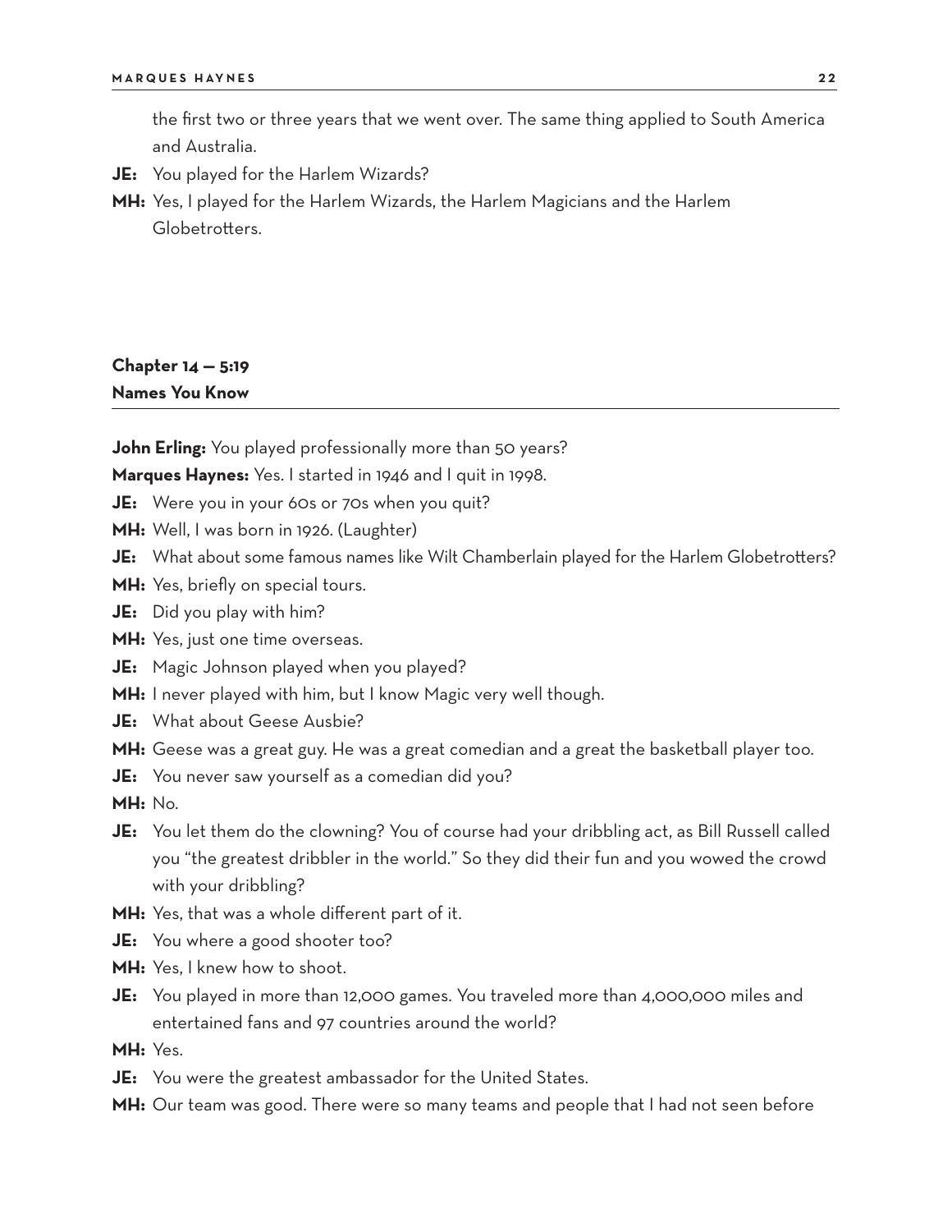the first two or three years that we went over. The same thing applied to South America and Australia.

**JE:** You played for the Harlem Wizards?

**MH:** Yes, I played for the Harlem Wizards, the Harlem Magicians and the Harlem Globetrotters.

## Chapter 14 — 5:19
## Names You Know

**John Erling:** You played professionally more than 50 years?

**Marques Haynes:** Yes. I started in 1946 and I quit in 1998.

**JE:** Were you in your 60s or 70s when you quit?

**MH:** Well, I was born in 1926. (Laughter)

**JE:** What about some famous names like Wilt Chamberlain played for the Harlem Globetrotters?

**MH:** Yes, briefly on special tours.

**JE:** Did you play with him?

**MH:** Yes, just one time overseas.

**JE:** Magic Johnson played when you played?

**MH:** I never played with him, but I know Magic very well though.

**JE:** What about Geese Ausbie?

**MH:** Geese was a great guy. He was a great comedian and a great the basketball player too.

**JE:** You never saw yourself as a comedian did you?

**MH:** No.

**JE:** You let them do the clowning? You of course had your dribbling act, as Bill Russell called you "the greatest dribbler in the world." So they did their fun and you wowed the crowd with your dribbling?

**MH:** Yes, that was a whole different part of it.

**JE:** You where a good shooter too?

**MH:** Yes, I knew how to shoot.

**JE:** You played in more than 12,000 games. You traveled more than 4,000,000 miles and entertained fans and 97 countries around the world?

**MH:** Yes.

**JE:** You were the greatest ambassador for the United States.

**MH:** Our team was good. There were so many teams and people that I had not seen before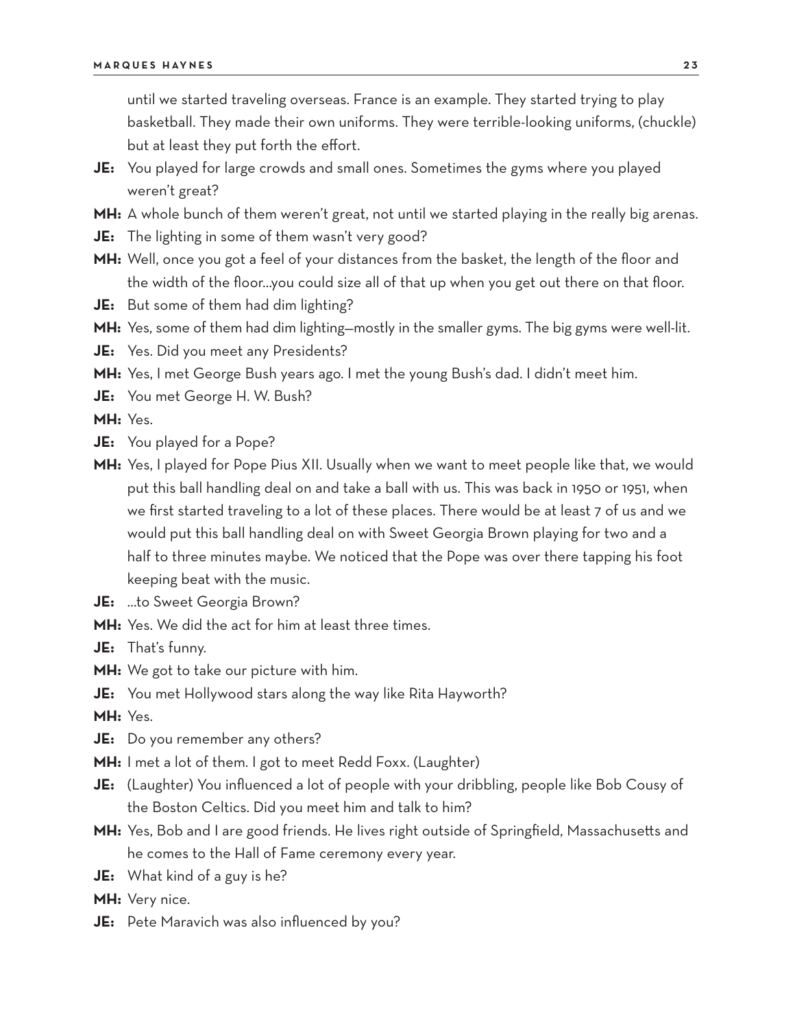until we started traveling overseas. France is an example. They started trying to play basketball. They made their own uniforms. They were terrible-looking uniforms, (chuckle) but at least they put forth the effort.

**JE:** You played for large crowds and small ones. Sometimes the gyms where you played weren't great?

**MH:** A whole bunch of them weren't great, not until we started playing in the really big arenas.

**JE:** The lighting in some of them wasn't very good?

**MH:** Well, once you got a feel of your distances from the basket, the length of the floor and the width of the floor...you could size all of that up when you get out there on that floor.

**JE:** But some of them had dim lighting?

**MH:** Yes, some of them had dim lighting—mostly in the smaller gyms. The big gyms were well-lit.

**JE:** Yes. Did you meet any Presidents?

**MH:** Yes, I met George Bush years ago. I met the young Bush's dad. I didn't meet him.

**JE:** You met George H. W. Bush?

**MH:** Yes.

**JE:** You played for a Pope?

**MH:** Yes, I played for Pope Pius XII. Usually when we want to meet people like that, we would put this ball handling deal on and take a ball with us. This was back in 1950 or 1951, when we first started traveling to a lot of these places. There would be at least 7 of us and we would put this ball handling deal on with Sweet Georgia Brown playing for two and a half to three minutes maybe. We noticed that the Pope was over there tapping his foot keeping beat with the music.

**JE:** ...to Sweet Georgia Brown?

**MH:** Yes. We did the act for him at least three times.

**JE:** That's funny.

**MH:** We got to take our picture with him.

**JE:** You met Hollywood stars along the way like Rita Hayworth?

**MH:** Yes.

**JE:** Do you remember any others?

**MH:** I met a lot of them. I got to meet Redd Foxx. (Laughter)

**JE:** (Laughter) You influenced a lot of people with your dribbling, people like Bob Cousy of the Boston Celtics. Did you meet him and talk to him?

**MH:** Yes, Bob and I are good friends. He lives right outside of Springfield, Massachusetts and he comes to the Hall of Fame ceremony every year.

**JE:** What kind of a guy is he?

**MH:** Very nice.

**JE:** Pete Maravich was also influenced by you?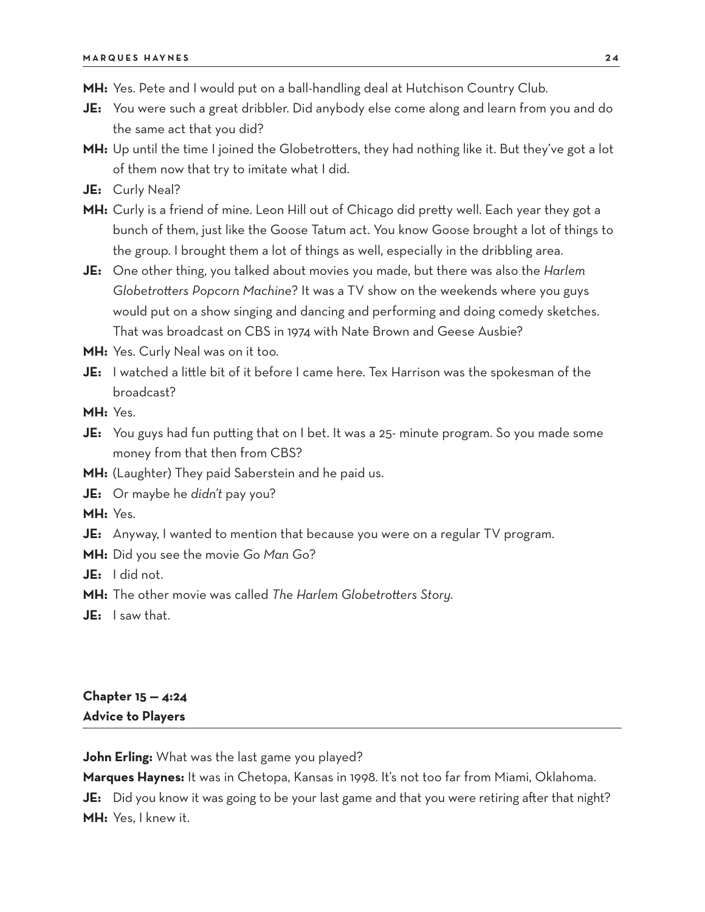**MH:** Yes. Pete and I would put on a ball-handling deal at Hutchison Country Club.

**JE:** You were such a great dribbler. Did anybody else come along and learn from you and do the same act that you did?

**MH:** Up until the time I joined the Globetrotters, they had nothing like it. But they've got a lot of them now that try to imitate what I did.

**JE:** Curly Neal?

**MH:** Curly is a friend of mine. Leon Hill out of Chicago did pretty well. Each year they got a bunch of them, just like the Goose Tatum act. You know Goose brought a lot of things to the group. I brought them a lot of things as well, especially in the dribbling area.

**JE:** One other thing, you talked about movies you made, but there was also the *Harlem Globetrotters Popcorn Machine*? It was a TV show on the weekends where you guys would put on a show singing and dancing and performing and doing comedy sketches. That was broadcast on CBS in 1974 with Nate Brown and Geese Ausbie?

**MH:** Yes. Curly Neal was on it too.

**JE:** I watched a little bit of it before I came here. Tex Harrison was the spokesman of the broadcast?

**MH:** Yes.

**JE:** You guys had fun putting that on I bet. It was a 25- minute program. So you made some money from that then from CBS?

**MH:** (Laughter) They paid Saberstein and he paid us.

**JE:** Or maybe he *didn't* pay you?

**MH:** Yes.

**JE:** Anyway, I wanted to mention that because you were on a regular TV program.

**MH:** Did you see the movie *Go Man Go*?

**JE:** I did not.

**MH:** The other movie was called *The Harlem Globetrotters Story*.

**JE:** I saw that.

## Chapter 15 — 4:24
## Advice to Players

**John Erling:** What was the last game you played?

**Marques Haynes:** It was in Chetopa, Kansas in 1998. It's not too far from Miami, Oklahoma.

**JE:** Did you know it was going to be your last game and that you were retiring after that night?

**MH:** Yes, I knew it.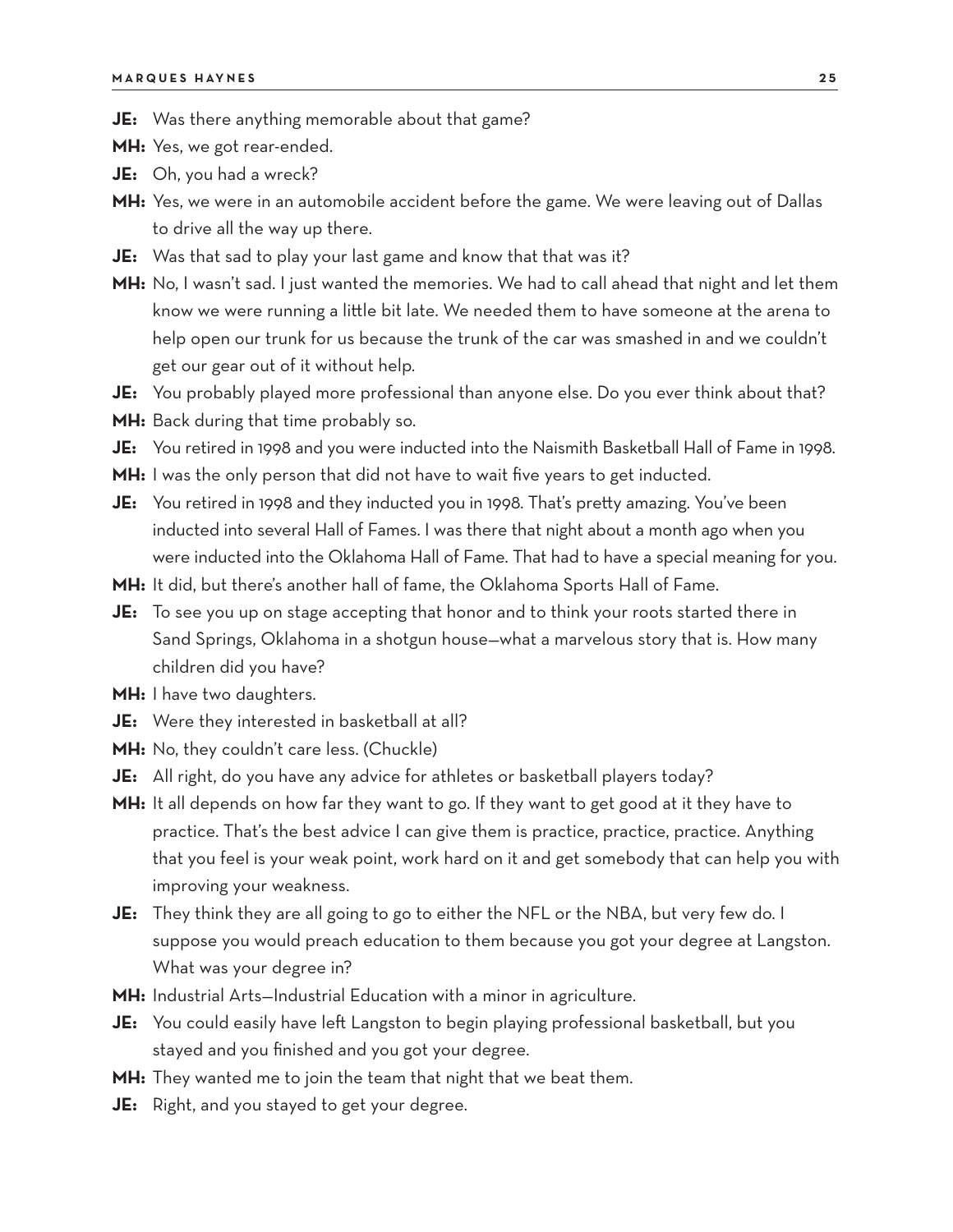**JE:** Was there anything memorable about that game?

**MH:** Yes, we got rear-ended.

**JE:** Oh, you had a wreck?

**MH:** Yes, we were in an automobile accident before the game. We were leaving out of Dallas to drive all the way up there.

**JE:** Was that sad to play your last game and know that that was it?

**MH:** No, I wasn't sad. I just wanted the memories. We had to call ahead that night and let them know we were running a little bit late. We needed them to have someone at the arena to help open our trunk for us because the trunk of the car was smashed in and we couldn't get our gear out of it without help.

**JE:** You probably played more professional than anyone else. Do you ever think about that?

**MH:** Back during that time probably so.

**JE:** You retired in 1998 and you were inducted into the Naismith Basketball Hall of Fame in 1998.

**MH:** I was the only person that did not have to wait five years to get inducted.

**JE:** You retired in 1998 and they inducted you in 1998. That's pretty amazing. You've been inducted into several Hall of Fames. I was there that night about a month ago when you were inducted into the Oklahoma Hall of Fame. That had to have a special meaning for you.

**MH:** It did, but there's another hall of fame, the Oklahoma Sports Hall of Fame.

**JE:** To see you up on stage accepting that honor and to think your roots started there in Sand Springs, Oklahoma in a shotgun house—what a marvelous story that is. How many children did you have?

**MH:** I have two daughters.

**JE:** Were they interested in basketball at all?

**MH:** No, they couldn't care less. (Chuckle)

**JE:** All right, do you have any advice for athletes or basketball players today?

**MH:** It all depends on how far they want to go. If they want to get good at it they have to practice. That's the best advice I can give them is practice, practice, practice. Anything that you feel is your weak point, work hard on it and get somebody that can help you with improving your weakness.

**JE:** They think they are all going to go to either the NFL or the NBA, but very few do. I suppose you would preach education to them because you got your degree at Langston. What was your degree in?

**MH:** Industrial Arts—Industrial Education with a minor in agriculture.

**JE:** You could easily have left Langston to begin playing professional basketball, but you stayed and you finished and you got your degree.

**MH:** They wanted me to join the team that night that we beat them.

**JE:** Right, and you stayed to get your degree.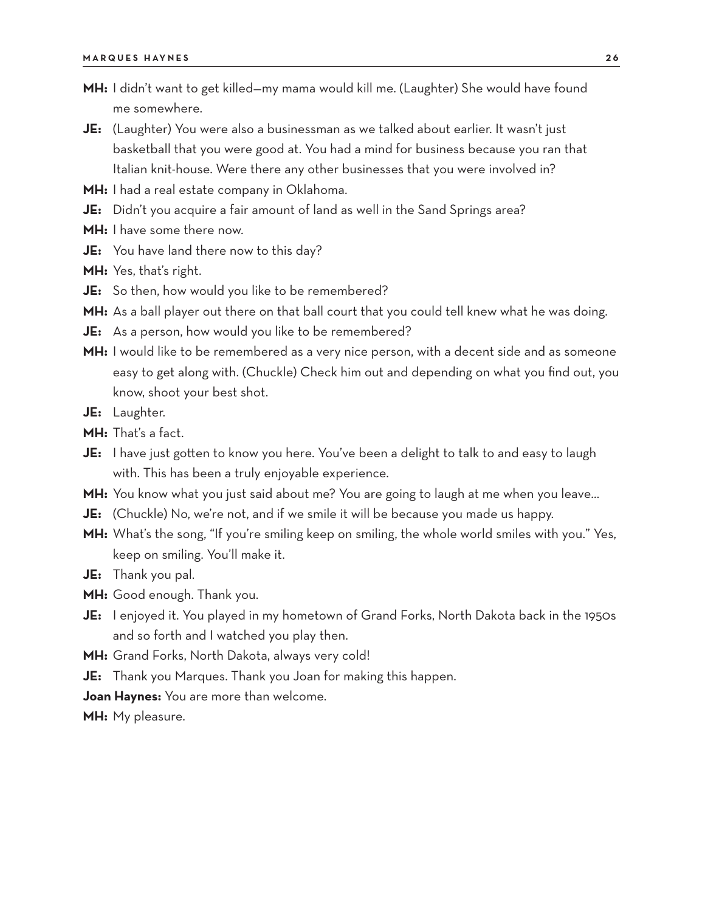**MH:** I didn't want to get killed—my mama would kill me. (Laughter) She would have found me somewhere.

**JE:** (Laughter) You were also a businessman as we talked about earlier. It wasn't just basketball that you were good at. You had a mind for business because you ran that Italian knit-house. Were there any other businesses that you were involved in?

**MH:** I had a real estate company in Oklahoma.

**JE:** Didn't you acquire a fair amount of land as well in the Sand Springs area?

**MH:** I have some there now.

**JE:** You have land there now to this day?

**MH:** Yes, that's right.

**JE:** So then, how would you like to be remembered?

**MH:** As a ball player out there on that ball court that you could tell knew what he was doing.

**JE:** As a person, how would you like to be remembered?

**MH:** I would like to be remembered as a very nice person, with a decent side and as someone easy to get along with. (Chuckle) Check him out and depending on what you find out, you know, shoot your best shot.

**JE:** Laughter.

**MH:** That's a fact.

**JE:** I have just gotten to know you here. You've been a delight to talk to and easy to laugh with. This has been a truly enjoyable experience.

**MH:** You know what you just said about me? You are going to laugh at me when you leave...

**JE:** (Chuckle) No, we're not, and if we smile it will be because you made us happy.

**MH:** What's the song, "If you're smiling keep on smiling, the whole world smiles with you." Yes, keep on smiling. You'll make it.

**JE:** Thank you pal.

**MH:** Good enough. Thank you.

**JE:** I enjoyed it. You played in my hometown of Grand Forks, North Dakota back in the 1950s and so forth and I watched you play then.

**MH:** Grand Forks, North Dakota, always very cold!

**JE:** Thank you Marques. Thank you Joan for making this happen.

**Joan Haynes:** You are more than welcome.

**MH:** My pleasure.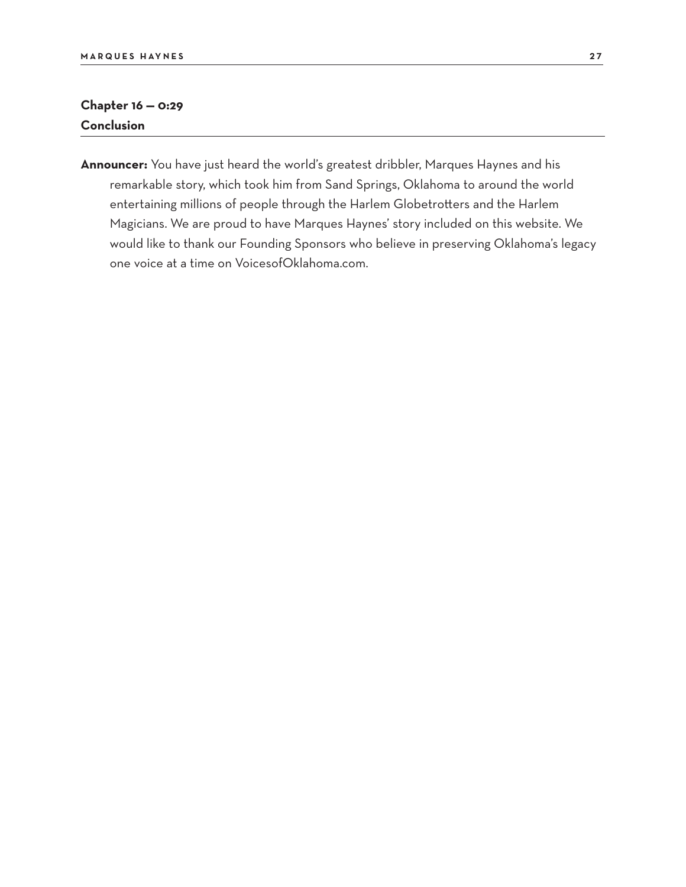## Chapter 16 — 0:29
## Conclusion

**Announcer:** You have just heard the world's greatest dribbler, Marques Haynes and his remarkable story, which took him from Sand Springs, Oklahoma to around the world entertaining millions of people through the Harlem Globetrotters and the Harlem Magicians. We are proud to have Marques Haynes' story included on this website. We would like to thank our Founding Sponsors who believe in preserving Oklahoma's legacy one voice at a time on VoicesofOklahoma.com.